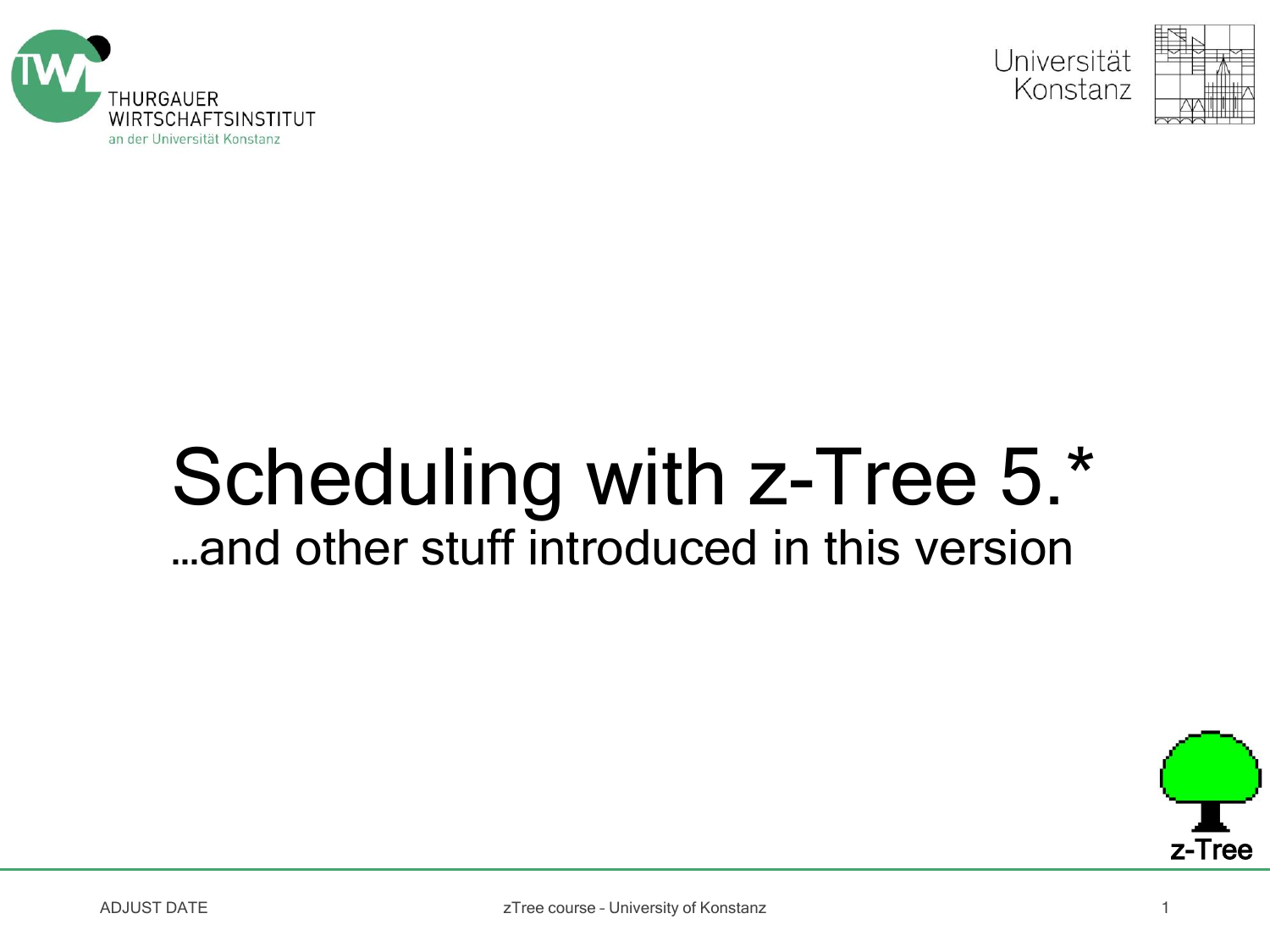# Scheduling with z-Tree 5.*

## …and other stuff introduced in this version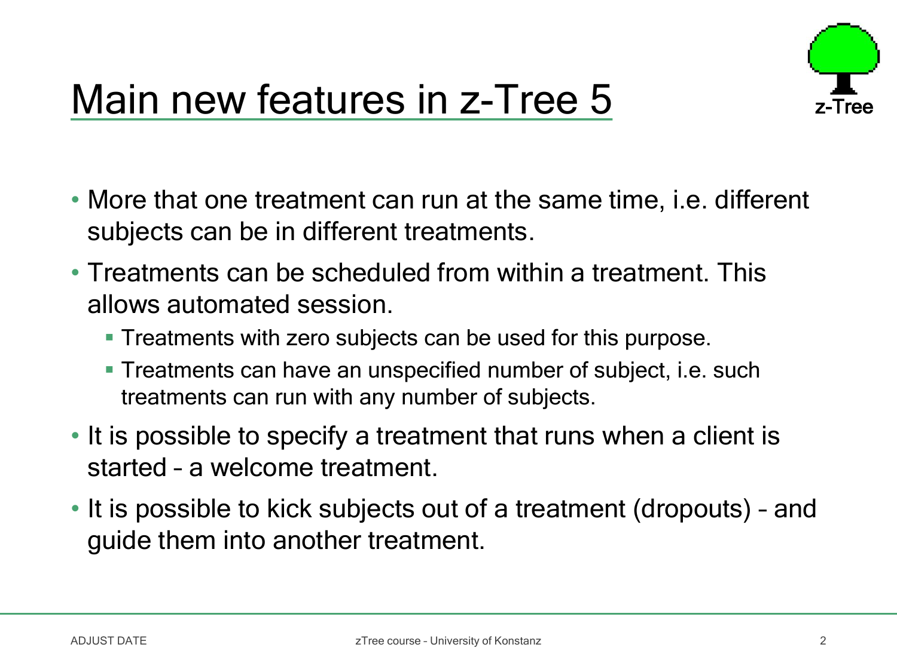# Main new features in z-Tree 5

- More that one treatment can run at the same time, i.e. different subjects can be in different treatments.
- Treatments can be scheduled from within a treatment. This allows automated session.
  - Treatments with zero subjects can be used for this purpose.
  - Treatments can have an unspecified number of subject, i.e. such treatments can run with any number of subjects.
- It is possible to specify a treatment that runs when a client is started – a welcome treatment.
- It is possible to kick subjects out of a treatment (dropouts) – and guide them into another treatment.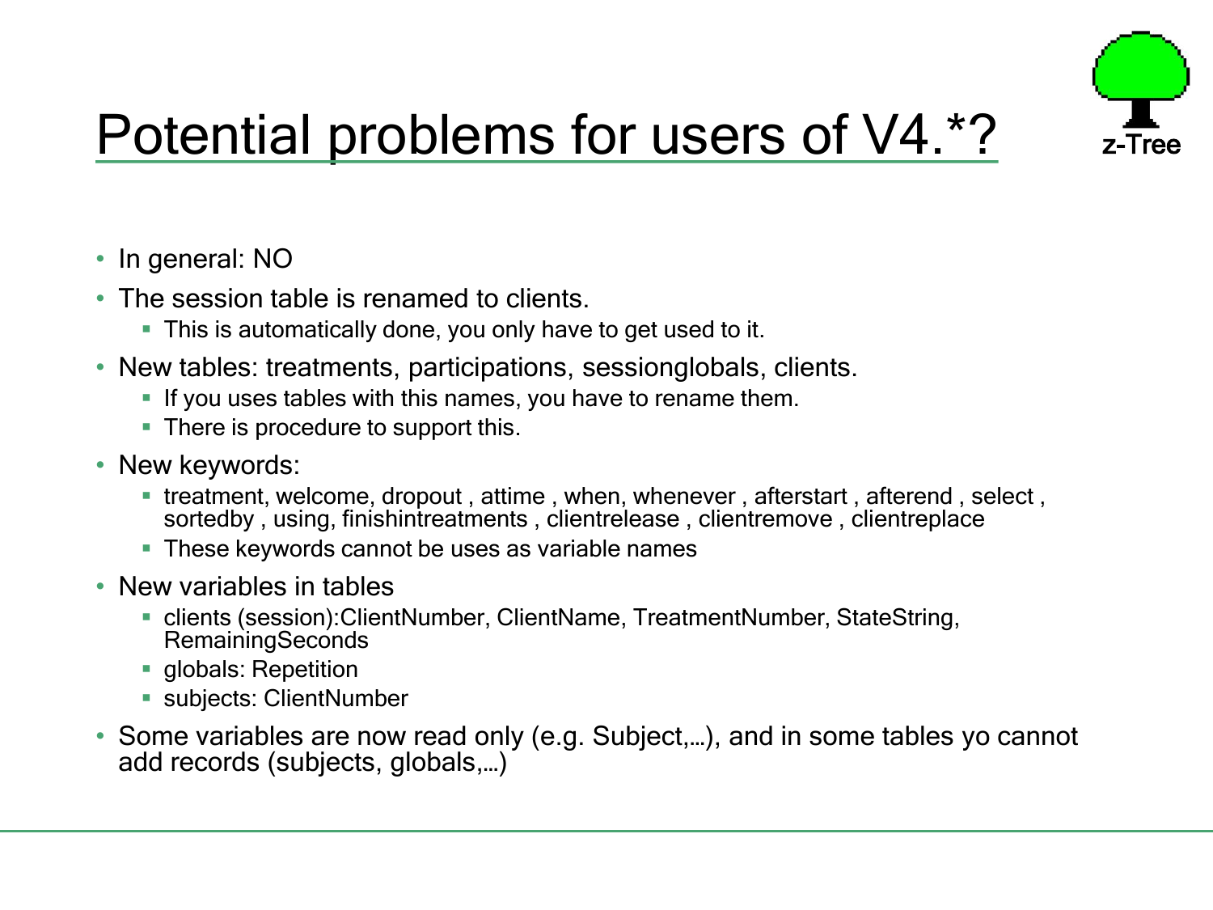# Potential problems for users of V4.*?

- In general: NO
- The session table is renamed to clients.
  - This is automatically done, you only have to get used to it.
- New tables: treatments, participations, sessionglobals, clients.
  - If you uses tables with this names, you have to rename them.
  - There is procedure to support this.
- New keywords:
  - treatment, welcome, dropout , attime , when, whenever , afterstart , afterend , select , sortedby , using, finishintreatments , clientrelease , clientremove , clientreplace
  - These keywords cannot be uses as variable names
- New variables in tables
  - clients (session):ClientNumber, ClientName, TreatmentNumber, StateString, RemainingSeconds
  - globals: Repetition
  - subjects: ClientNumber
- Some variables are now read only (e.g. Subject,…), and in some tables yo cannot add records (subjects, globals,…)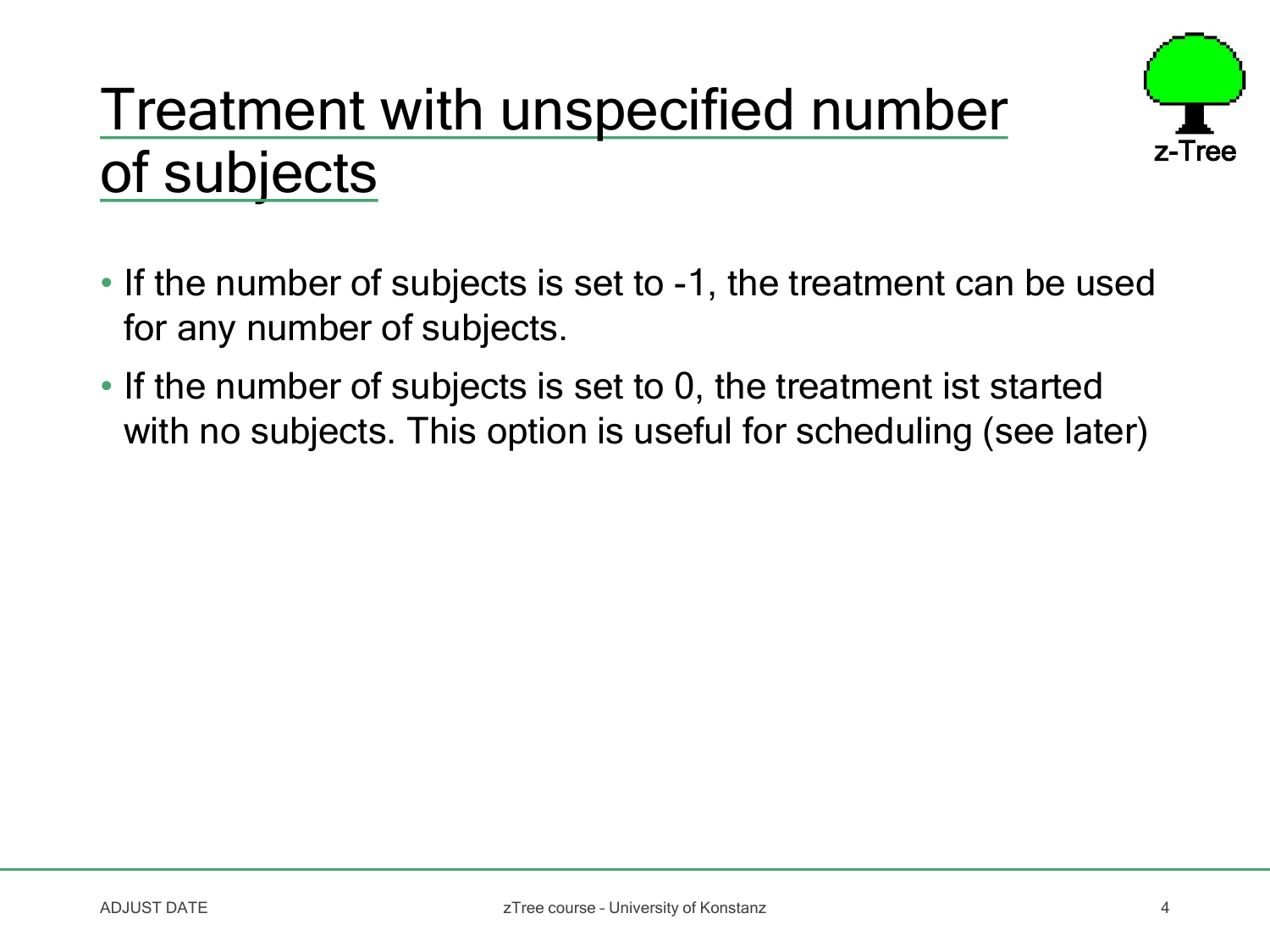# Treatment with unspecified number of subjects

- If the number of subjects is set to -1, the treatment can be used for any number of subjects.
- If the number of subjects is set to 0, the treatment ist started with no subjects. This option is useful for scheduling (see later)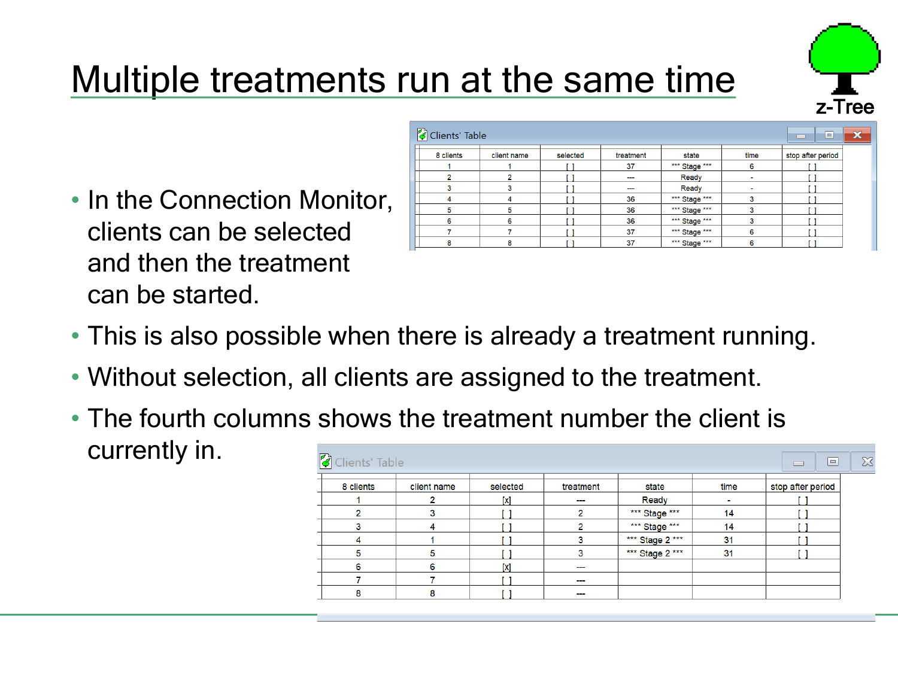# Multiple treatments run at the same time

- In the Connection Monitor, clients can be selected and then the treatment can be started.

**Clients' Table**

| 8 clients | client name | selected | treatment | state | time | stop after period |
|---|---|---|---|---|---|---|
| 1 | 1 | [ ] | 37 | *** Stage *** | 6 | [ ] |
| 2 | 2 | [ ] | --- | Ready | - | [ ] |
| 3 | 3 | [ ] | --- | Ready | - | [ ] |
| 4 | 4 | [ ] | 36 | *** Stage *** | 3 | [ ] |
| 5 | 5 | [ ] | 36 | *** Stage *** | 3 | [ ] |
| 6 | 6 | [ ] | 36 | *** Stage *** | 3 | [ ] |
| 7 | 7 | [ ] | 37 | *** Stage *** | 6 | [ ] |
| 8 | 8 | [ ] | 37 | *** Stage *** | 6 | [ ] |

- This is also possible when there is already a treatment running.
- Without selection, all clients are assigned to the treatment.
- The fourth columns shows the treatment number the client is currently in.

**Clients' Table**

| 8 clients | client name | selected | treatment | state | time | stop after period |
|---|---|---|---|---|---|---|
| 1 | 2 | [x] | --- | Ready | - | [ ] |
| 2 | 3 | [ ] | 2 | *** Stage *** | 14 | [ ] |
| 3 | 4 | [ ] | 2 | *** Stage *** | 14 | [ ] |
| 4 | 1 | [ ] | 3 | *** Stage 2 *** | 31 | [ ] |
| 5 | 5 | [ ] | 3 | *** Stage 2 *** | 31 | [ ] |
| 6 | 6 | [x] | --- | | | |
| 7 | 7 | [ ] | --- | | | |
| 8 | 8 | [ ] | --- | | | |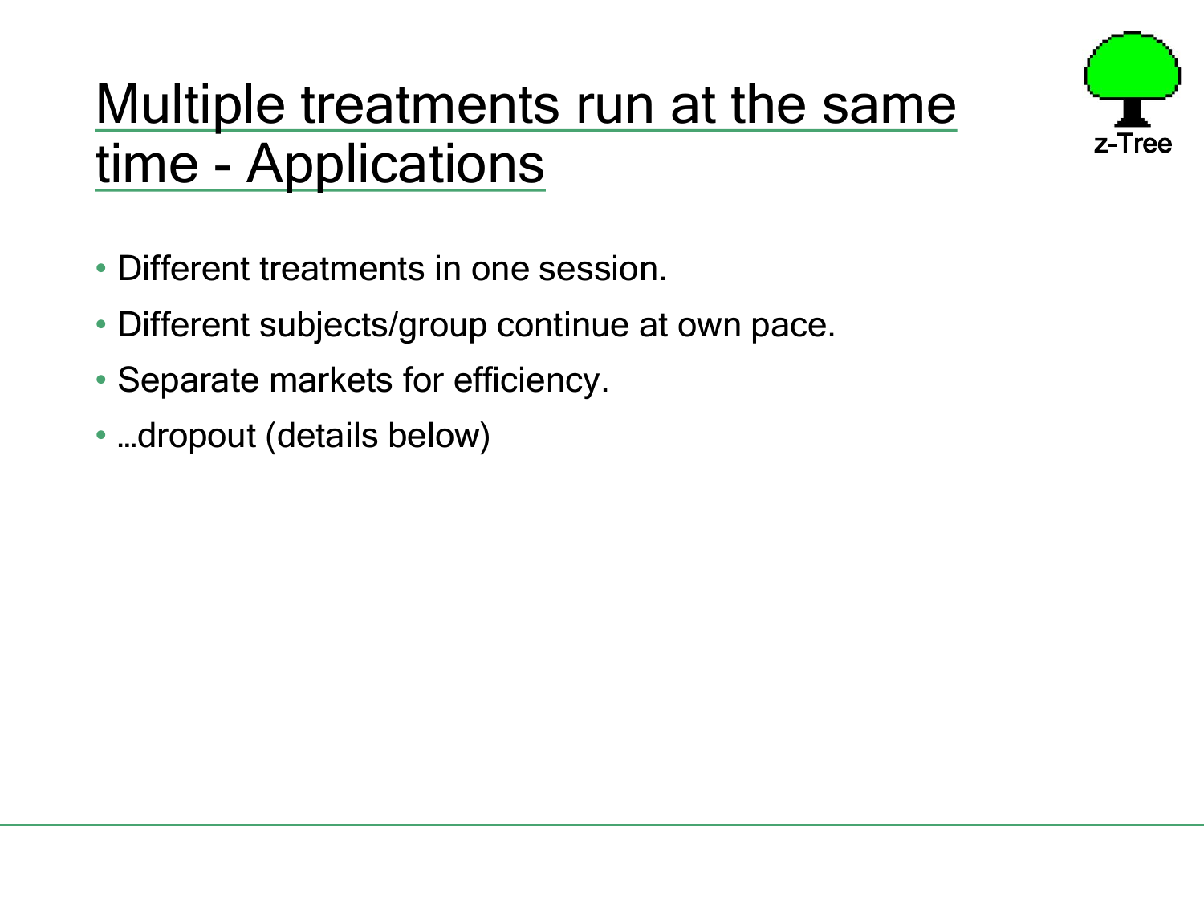# Multiple treatments run at the same time - Applications

- Different treatments in one session.
- Different subjects/group continue at own pace.
- Separate markets for efficiency.
- …dropout (details below)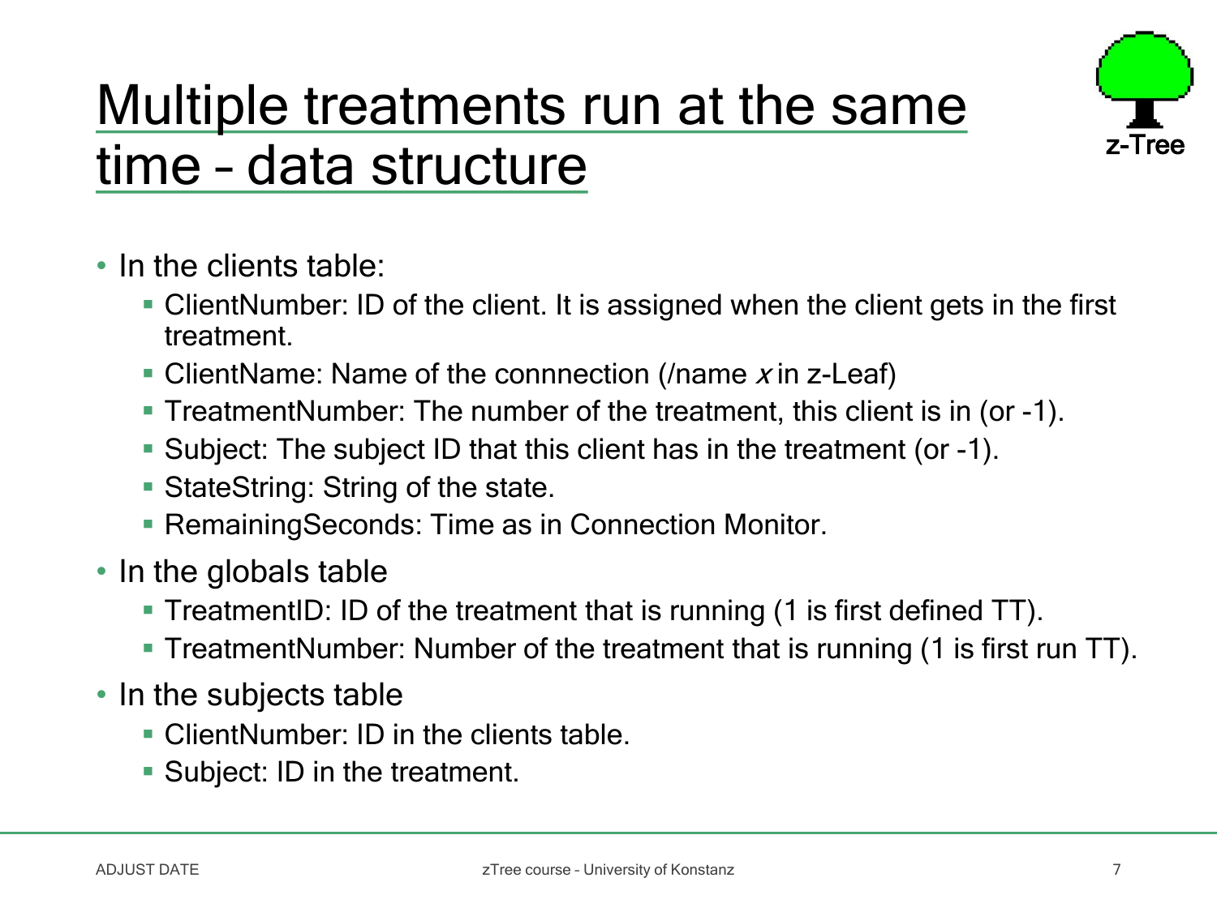# Multiple treatments run at the same time – data structure

- In the clients table:
  - ClientNumber: ID of the client. It is assigned when the client gets in the first treatment.
  - ClientName: Name of the connnection (/name *x* in z-Leaf)
  - TreatmentNumber: The number of the treatment, this client is in (or -1).
  - Subject: The subject ID that this client has in the treatment (or -1).
  - StateString: String of the state.
  - RemainingSeconds: Time as in Connection Monitor.
- In the globals table
  - TreatmentID: ID of the treatment that is running (1 is first defined TT).
  - TreatmentNumber: Number of the treatment that is running (1 is first run TT).
- In the subjects table
  - ClientNumber: ID in the clients table.
  - Subject: ID in the treatment.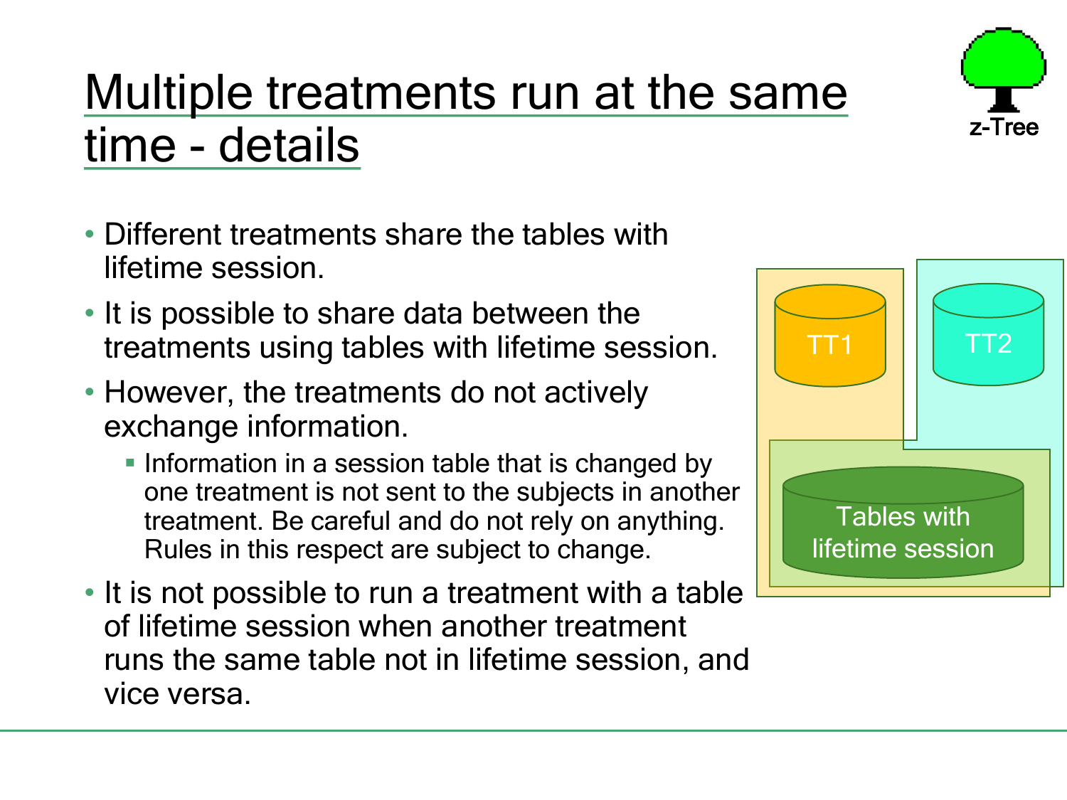# Multiple treatments run at the same time - details

- Different treatments share the tables with lifetime session.
- It is possible to share data between the treatments using tables with lifetime session.
- However, the treatments do not actively exchange information.
  - Information in a session table that is changed by one treatment is not sent to the subjects in another treatment. Be careful and do not rely on anything. Rules in this respect are subject to change.
- It is not possible to run a treatment with a table of lifetime session when another treatment runs the same table not in lifetime session, and vice versa.

TT1

TT2

Tables with lifetime session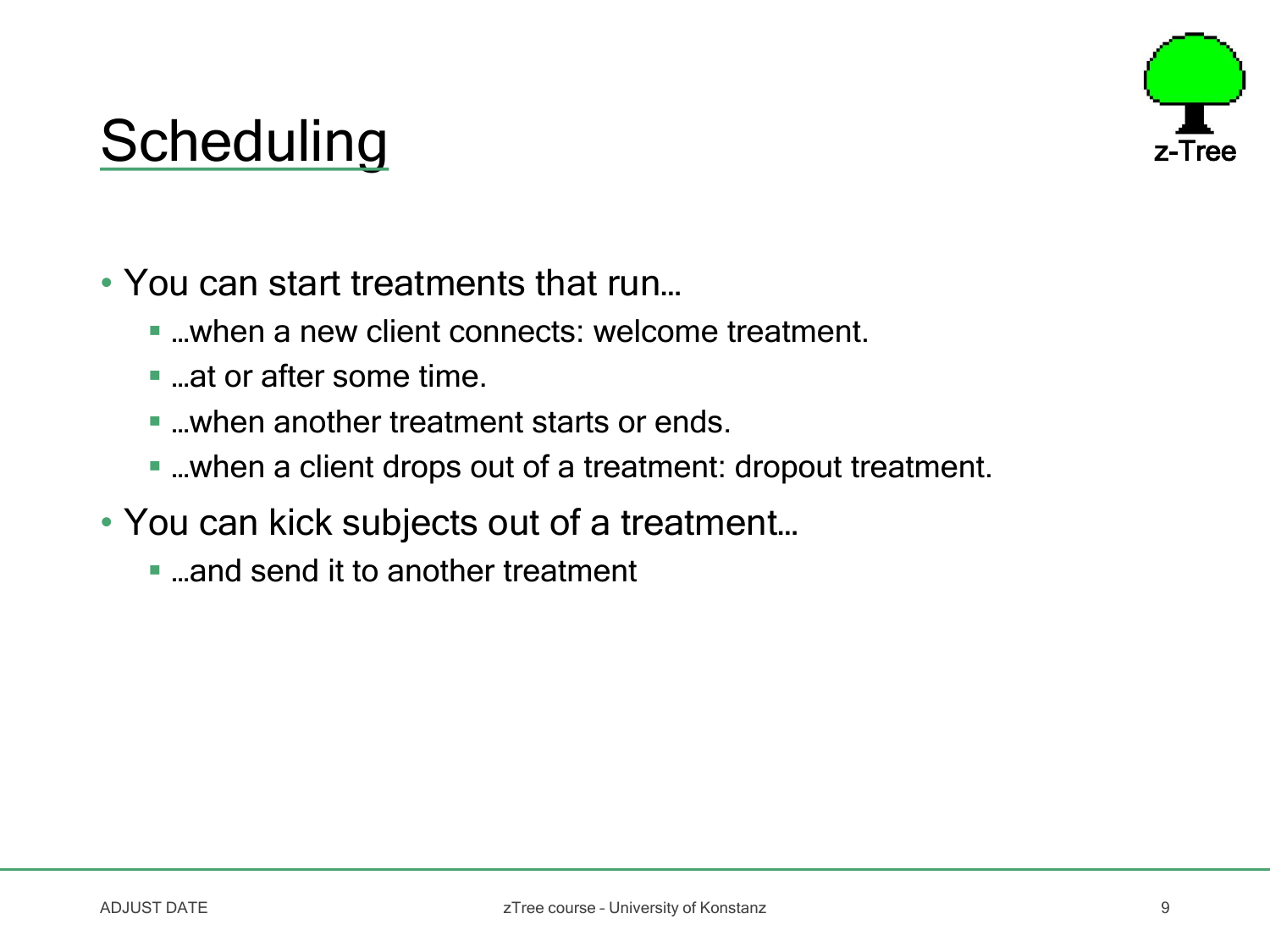# Scheduling

- You can start treatments that run…
  - …when a new client connects: welcome treatment.
  - …at or after some time.
  - …when another treatment starts or ends.
  - …when a client drops out of a treatment: dropout treatment.
- You can kick subjects out of a treatment…
  - …and send it to another treatment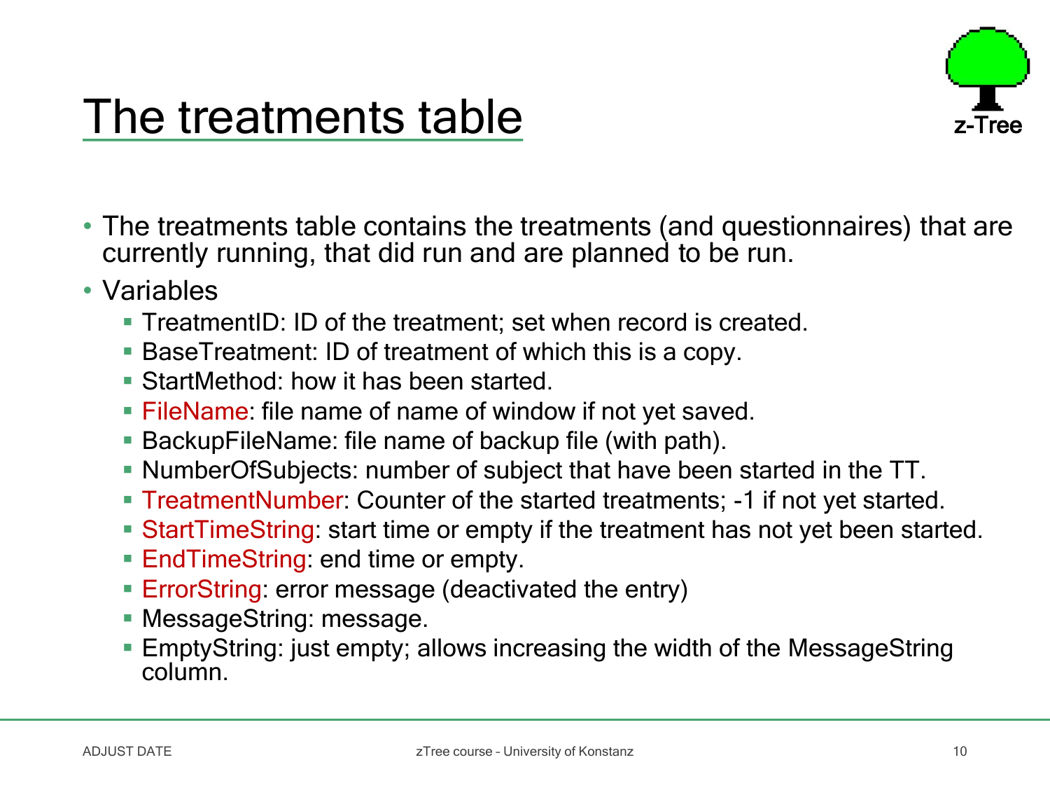# The treatments table

- The treatments table contains the treatments (and questionnaires) that are currently running, that did run and are planned to be run.
- Variables
  - TreatmentID: ID of the treatment; set when record is created.
  - BaseTreatment: ID of treatment of which this is a copy.
  - StartMethod: how it has been started.
  - FileName: file name of name of window if not yet saved.
  - BackupFileName: file name of backup file (with path).
  - NumberOfSubjects: number of subject that have been started in the TT.
  - TreatmentNumber: Counter of the started treatments; -1 if not yet started.
  - StartTimeString: start time or empty if the treatment has not yet been started.
  - EndTimeString: end time or empty.
  - ErrorString: error message (deactivated the entry)
  - MessageString: message.
  - EmptyString: just empty; allows increasing the width of the MessageString column.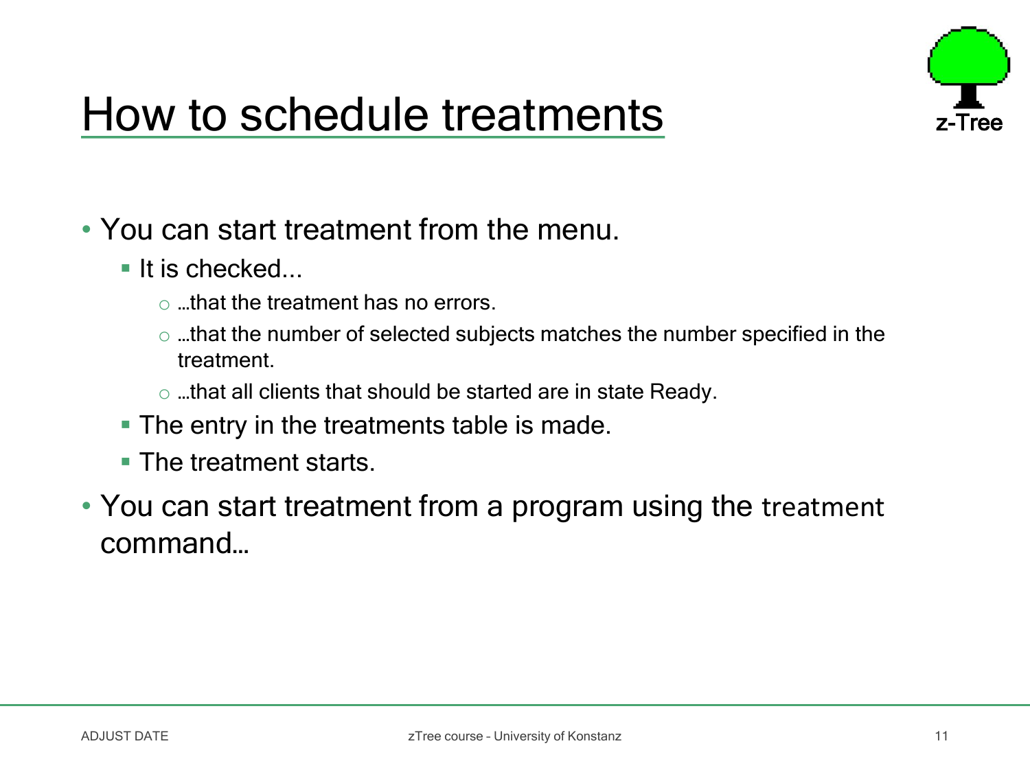# How to schedule treatments

- You can start treatment from the menu.
  - It is checked...
    - …that the treatment has no errors.
    - …that the number of selected subjects matches the number specified in the treatment.
    - …that all clients that should be started are in state Ready.
  - The entry in the treatments table is made.
  - The treatment starts.
- You can start treatment from a program using the `treatment` command…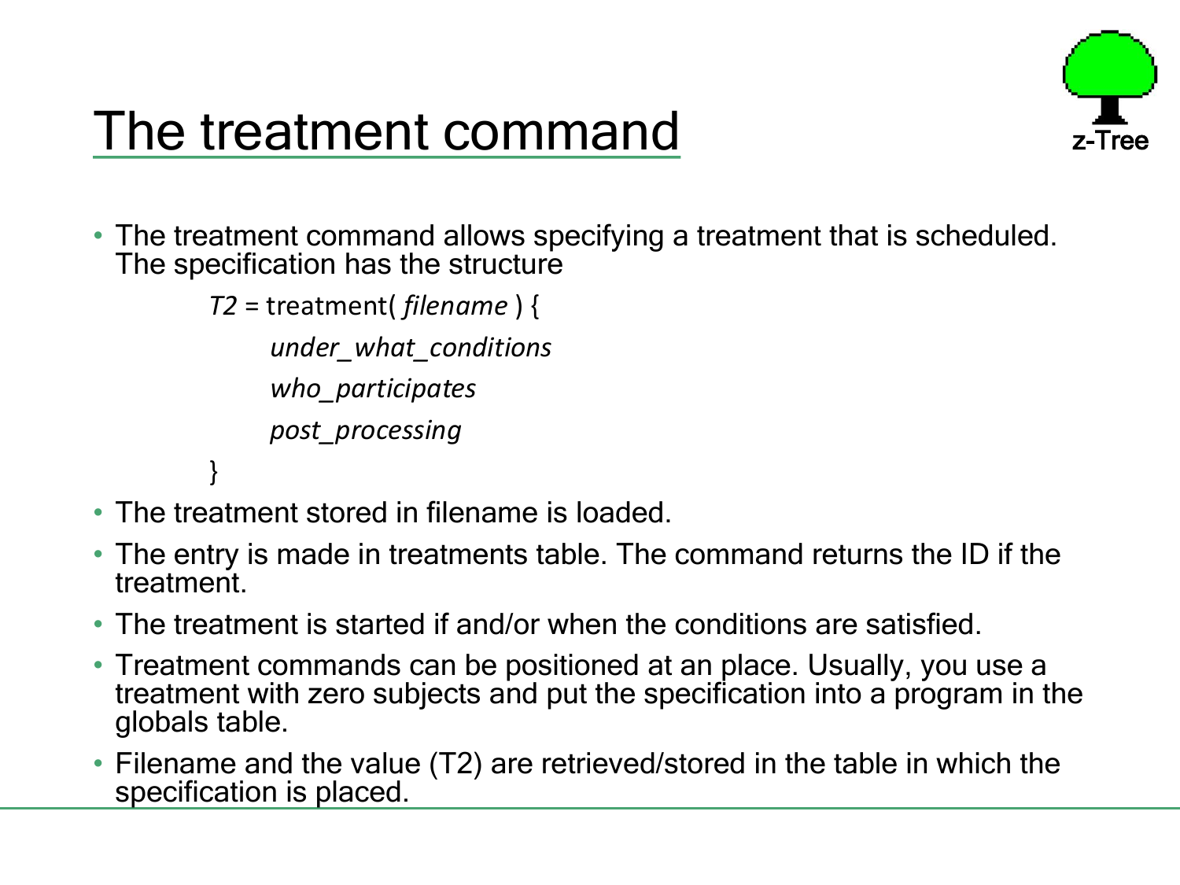# The treatment command

- The treatment command allows specifying a treatment that is scheduled. The specification has the structure

```
T2 = treatment( filename ) {
    under_what_conditions
    who_participates
    post_processing
}
```

- The treatment stored in filename is loaded.
- The entry is made in treatments table. The command returns the ID if the treatment.
- The treatment is started if and/or when the conditions are satisfied.
- Treatment commands can be positioned at an place. Usually, you use a treatment with zero subjects and put the specification into a program in the globals table.
- Filename and the value (T2) are retrieved/stored in the table in which the specification is placed.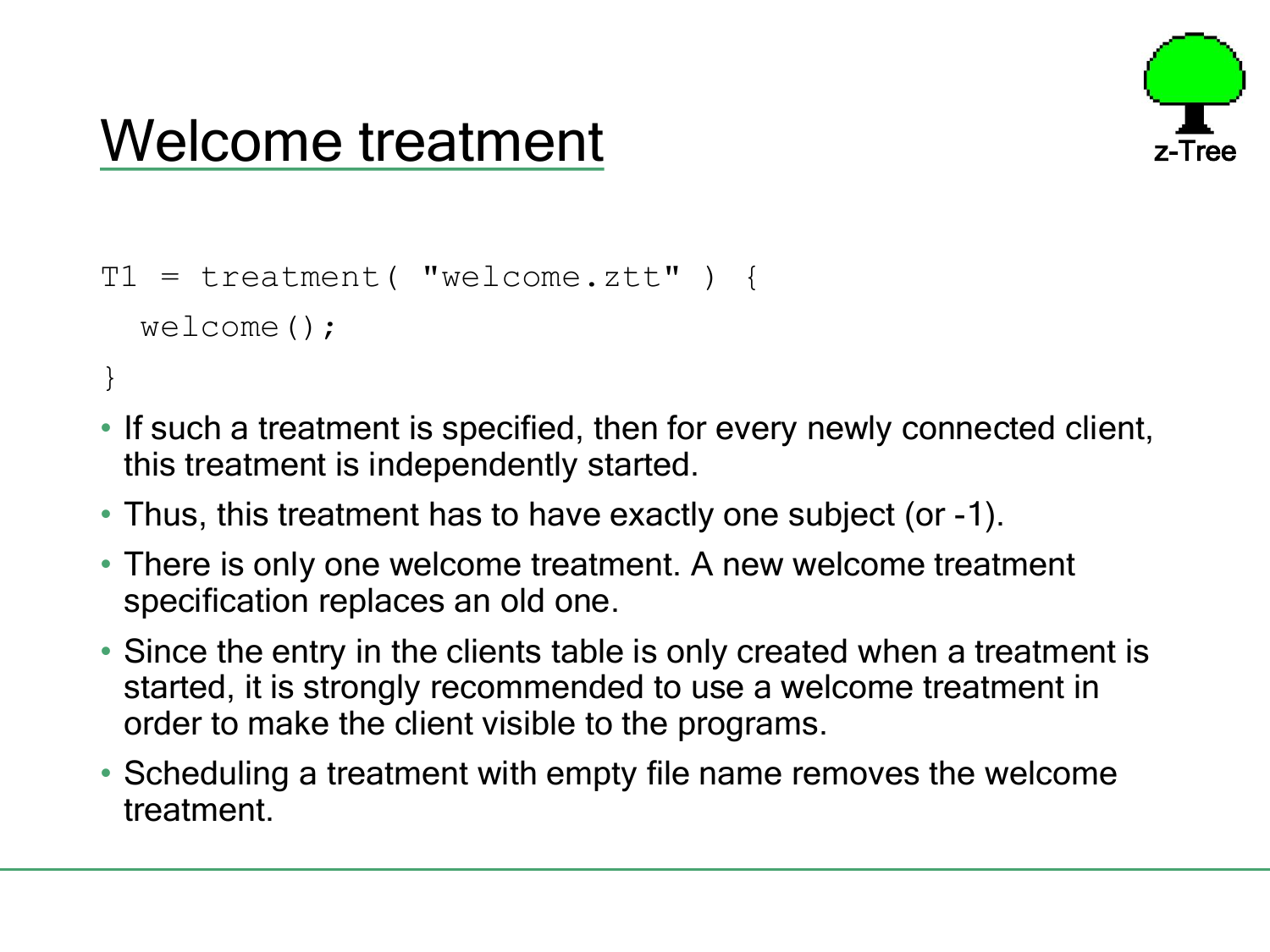# Welcome treatment

```
T1 = treatment( "welcome.ztt" ) {
  welcome();
}
```

- If such a treatment is specified, then for every newly connected client, this treatment is independently started.
- Thus, this treatment has to have exactly one subject (or -1).
- There is only one welcome treatment. A new welcome treatment specification replaces an old one.
- Since the entry in the clients table is only created when a treatment is started, it is strongly recommended to use a welcome treatment in order to make the client visible to the programs.
- Scheduling a treatment with empty file name removes the welcome treatment.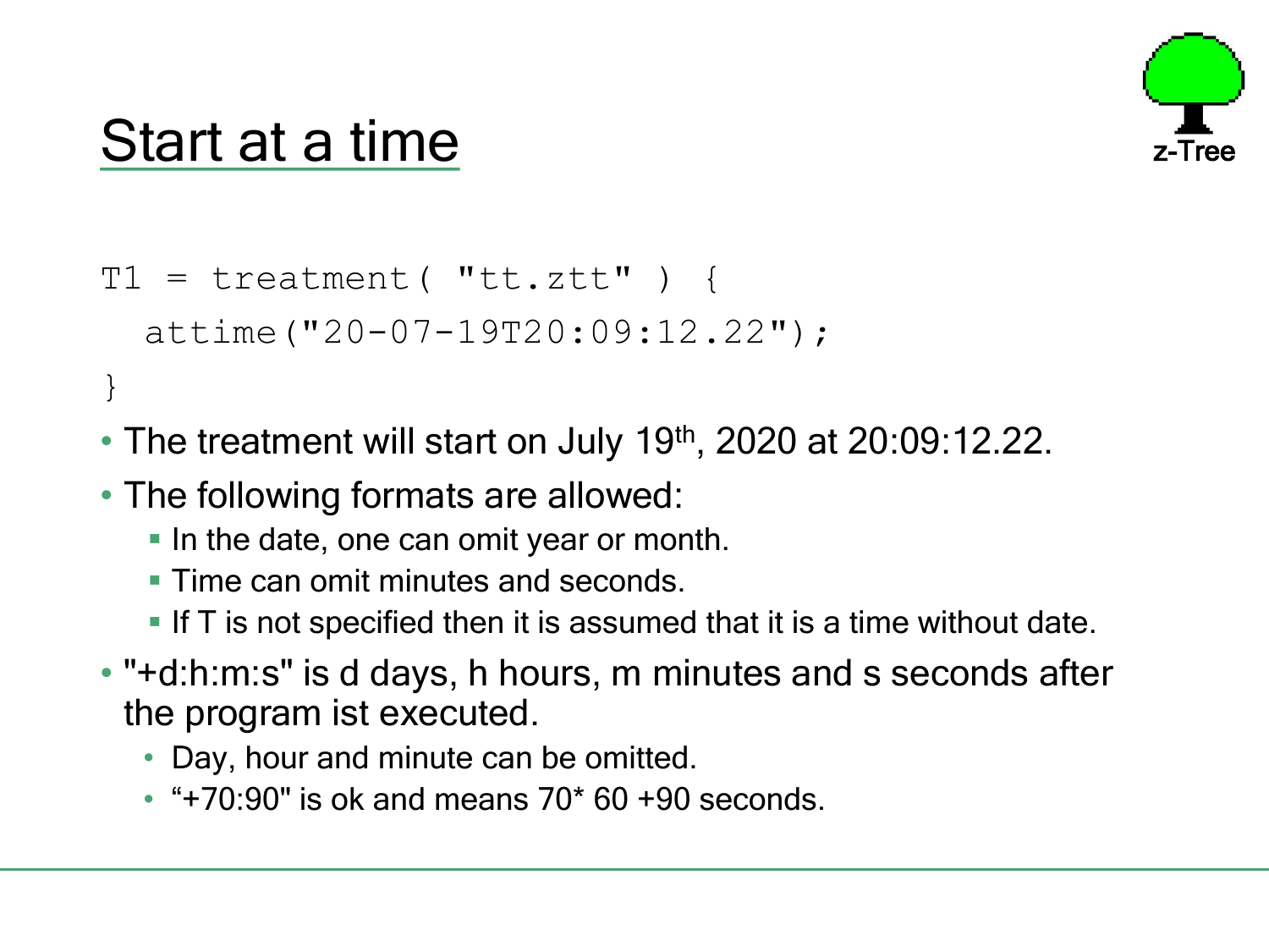# Start at a time

```
T1 = treatment( "tt.ztt" ) {
  attime("20-07-19T20:09:12.22");
}
```

- The treatment will start on July 19th, 2020 at 20:09:12.22.
- The following formats are allowed:
  - In the date, one can omit year or month.
  - Time can omit minutes and seconds.
  - If T is not specified then it is assumed that it is a time without date.
- "+d:h:m:s" is d days, h hours, m minutes and s seconds after the program ist executed.
  - Day, hour and minute can be omitted.
  - "+70:90" is ok and means 70* 60 +90 seconds.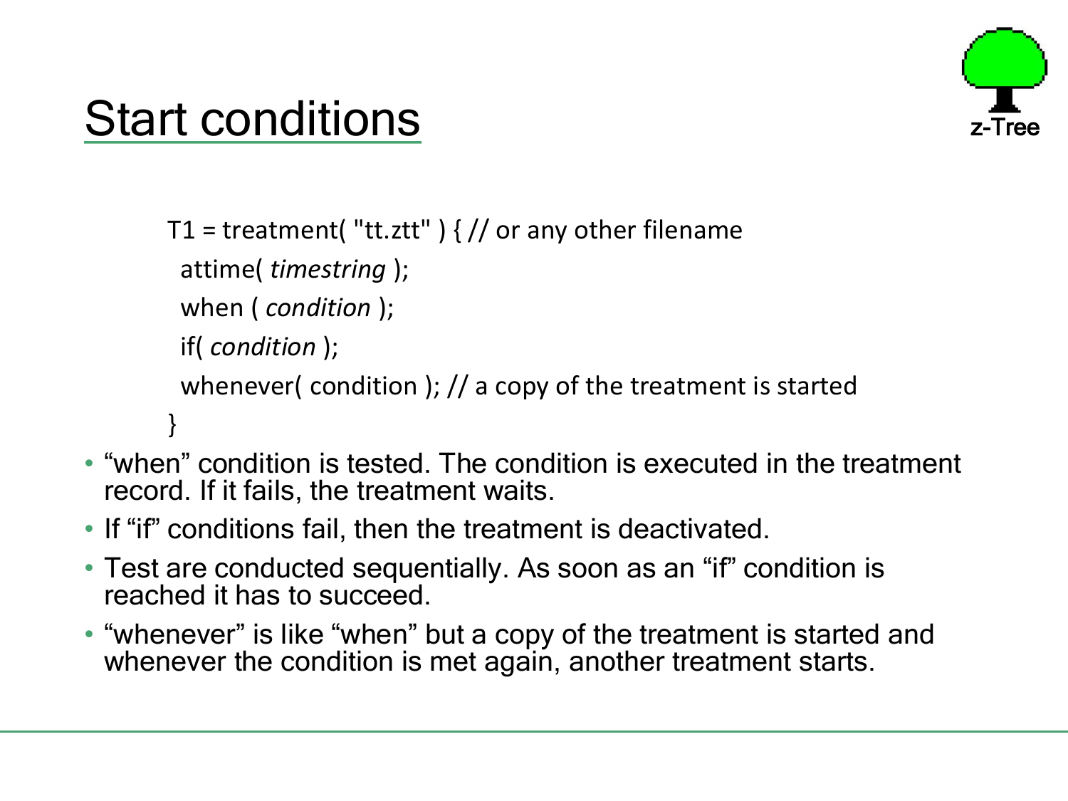# Start conditions

```
T1 = treatment( "tt.ztt" ) { // or any other filename
  attime( timestring );
  when ( condition );
  if( condition );
  whenever( condition ); // a copy of the treatment is started
}
```

- "when" condition is tested. The condition is executed in the treatment record. If it fails, the treatment waits.
- If "if" conditions fail, then the treatment is deactivated.
- Test are conducted sequentially. As soon as an "if" condition is reached it has to succeed.
- "whenever" is like "when" but a copy of the treatment is started and whenever the condition is met again, another treatment starts.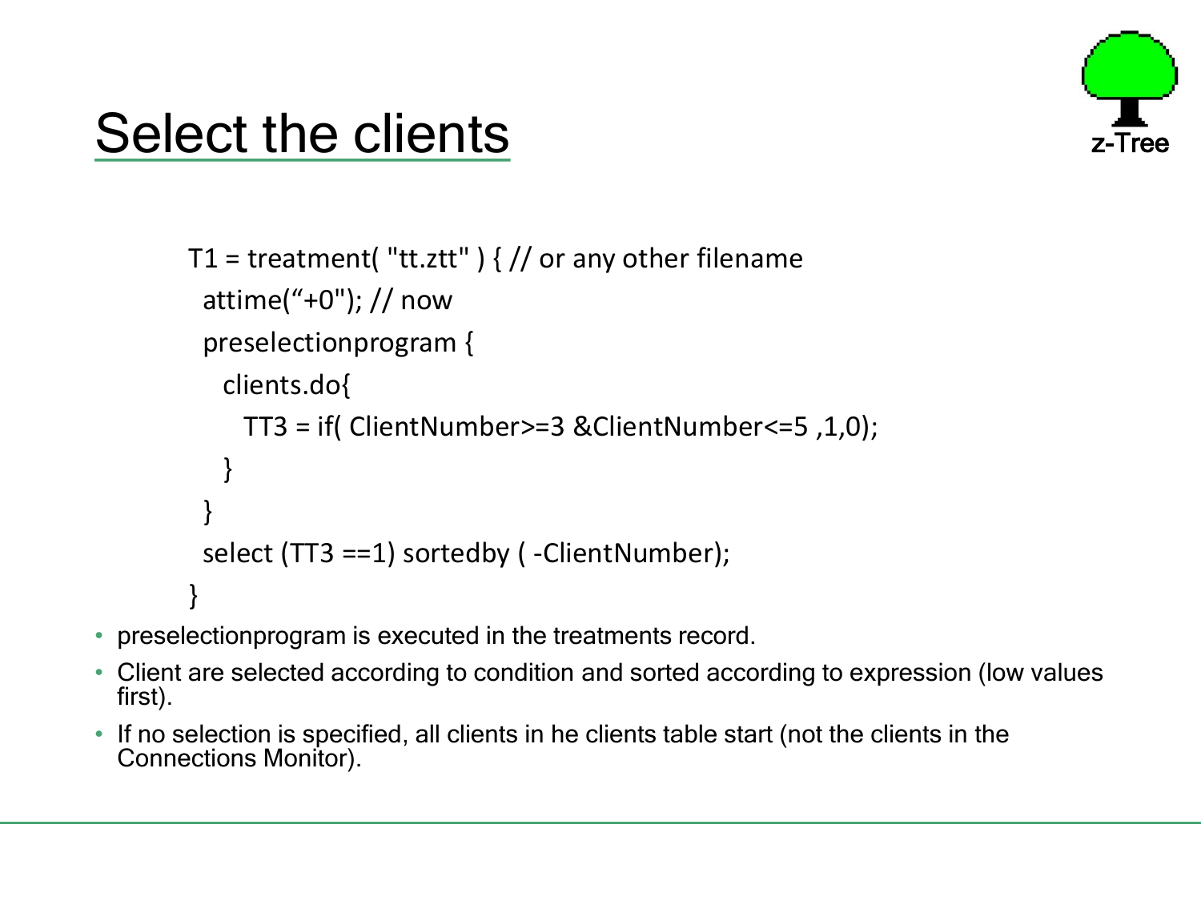# Select the clients

```
T1 = treatment( "tt.ztt" ) { // or any other filename
  attime("+0"); // now
  preselectionprogram {
    clients.do{
      TT3 = if( ClientNumber>=3 &ClientNumber<=5 ,1,0);
    }
  }
  select (TT3 ==1) sortedby ( -ClientNumber);
}
```

- preselectionprogram is executed in the treatments record.
- Client are selected according to condition and sorted according to expression (low values first).
- If no selection is specified, all clients in he clients table start (not the clients in the Connections Monitor).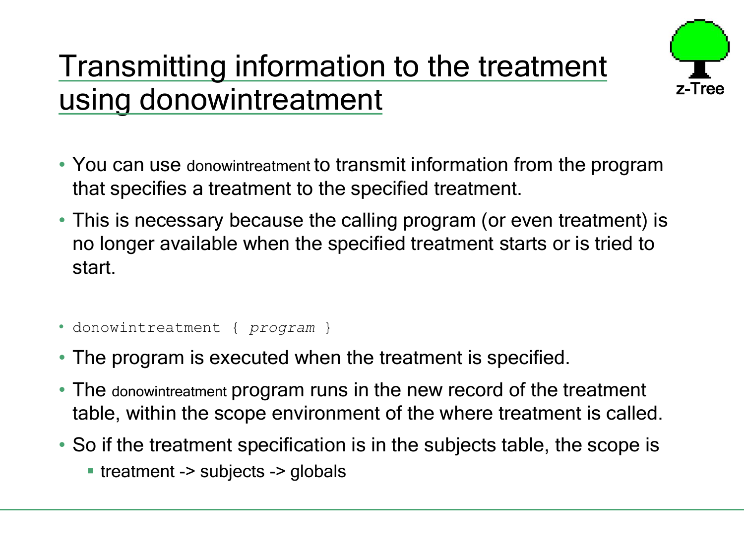# Transmitting information to the treatment using donowintreatment

- You can use donowintreatment to transmit information from the program that specifies a treatment to the specified treatment.
- This is necessary because the calling program (or even treatment) is no longer available when the specified treatment starts or is tried to start.

- `donowintreatment { program }`
- The program is executed when the treatment is specified.
- The donowintreatment program runs in the new record of the treatment table, within the scope environment of the where treatment is called.
- So if the treatment specification is in the subjects table, the scope is
  - treatment -> subjects -> globals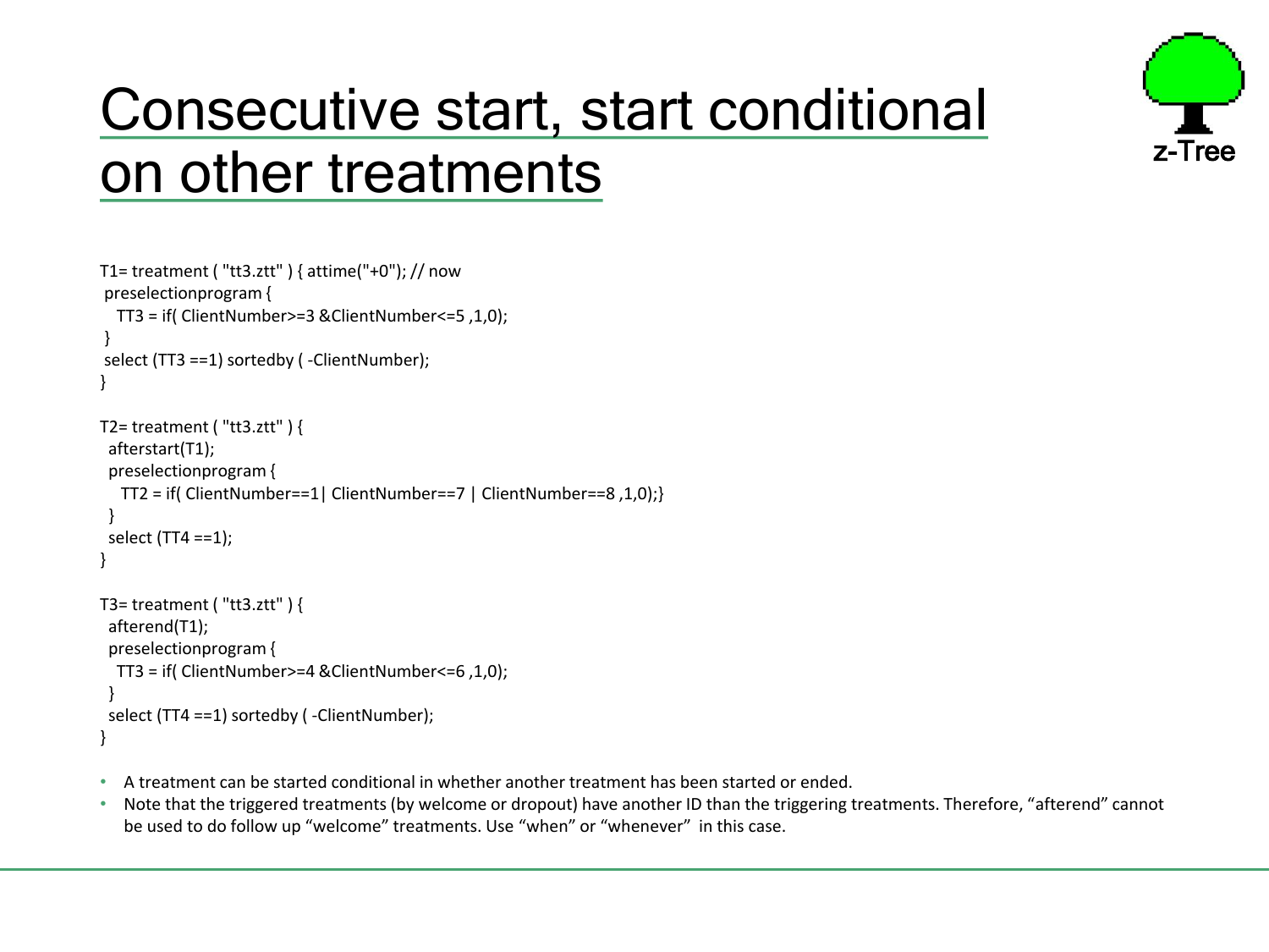# Consecutive start, start conditional on other treatments

```
T1= treatment ( "tt3.ztt" ) { attime("+0"); // now
 preselectionprogram {
   TT3 = if( ClientNumber>=3 &ClientNumber<=5 ,1,0);
 }
 select (TT3 ==1) sortedby ( -ClientNumber);
}

T2= treatment ( "tt3.ztt" ) {
  afterstart(T1);
  preselectionprogram {
    TT2 = if( ClientNumber==1| ClientNumber==7 | ClientNumber==8 ,1,0);}
  }
  select (TT4 ==1);
}

T3= treatment ( "tt3.ztt" ) {
  afterend(T1);
  preselectionprogram {
   TT3 = if( ClientNumber>=4 &ClientNumber<=6 ,1,0);
  }
  select (TT4 ==1) sortedby ( -ClientNumber);
}
```

- A treatment can be started conditional in whether another treatment has been started or ended.
- Note that the triggered treatments (by welcome or dropout) have another ID than the triggering treatments. Therefore, “afterend” cannot be used to do follow up “welcome” treatments. Use “when” or “whenever” in this case.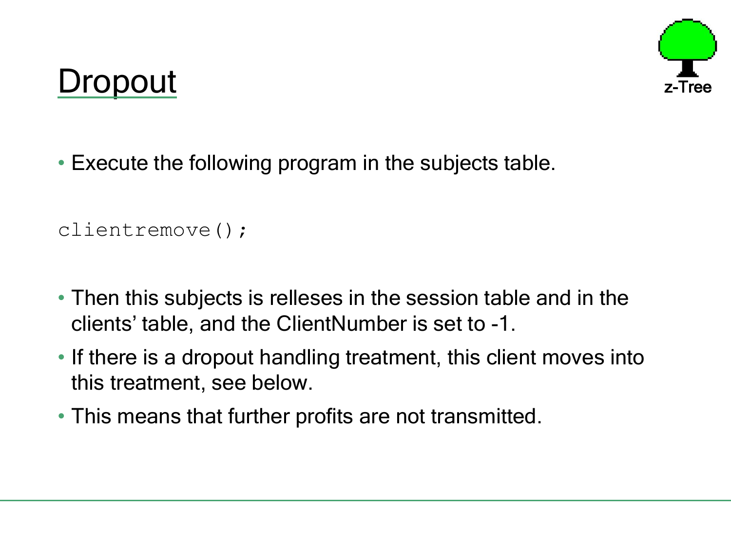# Dropout

- Execute the following program in the subjects table.

```
clientremove();
```

- Then this subjects is relleses in the session table and in the clients' table, and the ClientNumber is set to -1.
- If there is a dropout handling treatment, this client moves into this treatment, see below.
- This means that further profits are not transmitted.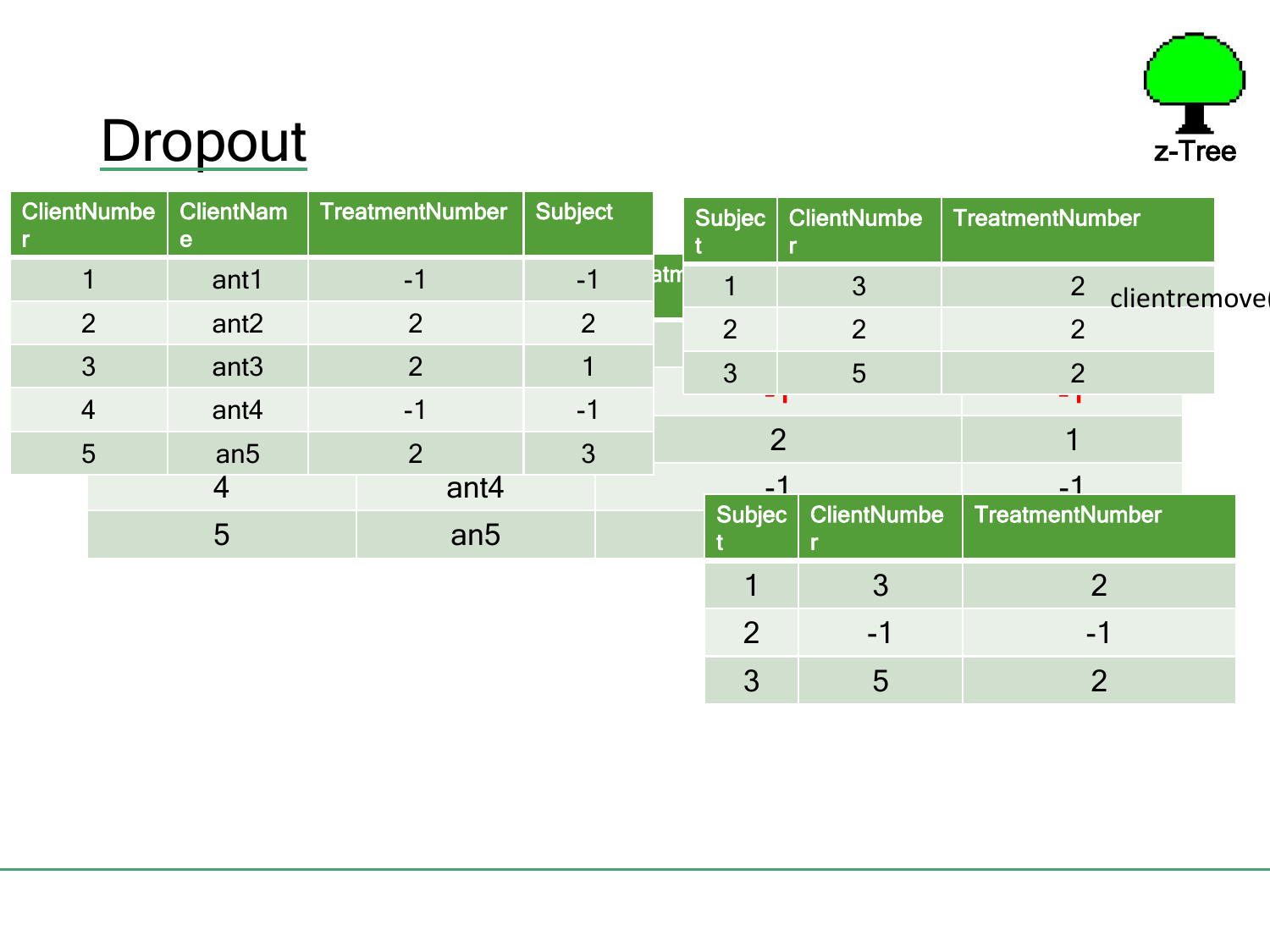# Dropout

| ClientNumber | ClientName | TreatmentNumber | Subject |
|---|---|---|---|
| 1 | ant1 | -1 | -1 |
| 2 | ant2 | 2 | 2 |
| 3 | ant3 | 2 | 1 |
| 4 | ant4 | -1 | -1 |
| 5 | an5 | 2 | 3 |

| Subject | ClientNumber | TreatmentNumber |
|---|---|---|
| 1 | 3 | 2 |
| 2 | 2 | 2 |
| 3 | 5 | 2 |

clientremove(

| Subject | ClientNumber | TreatmentNumber |
|---|---|---|
| 1 | 3 | 2 |
| 2 | -1 | -1 |
| 3 | 5 | 2 |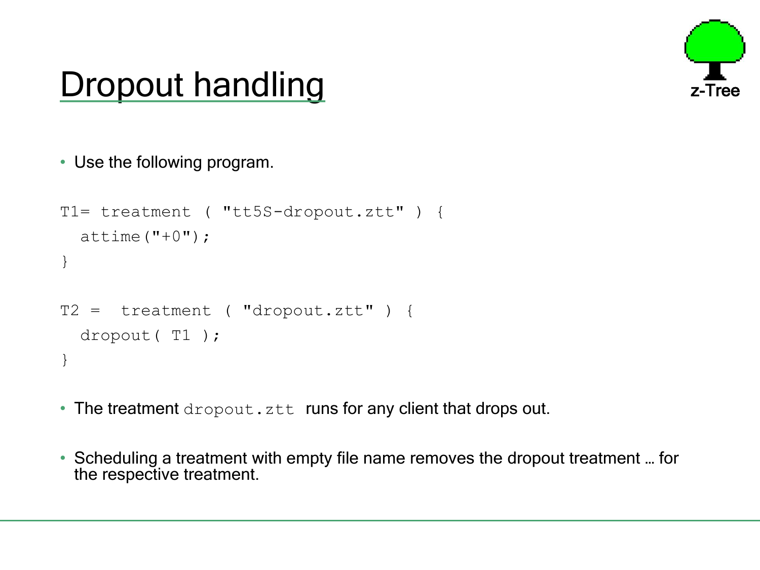# Dropout handling

- Use the following program.

```
T1= treatment ( "tt5S-dropout.ztt" ) {
  attime("+0");
}

T2 =  treatment ( "dropout.ztt" ) {
  dropout( T1 );
}
```

- The treatment `dropout.ztt` runs for any client that drops out.

- Scheduling a treatment with empty file name removes the dropout treatment … for the respective treatment.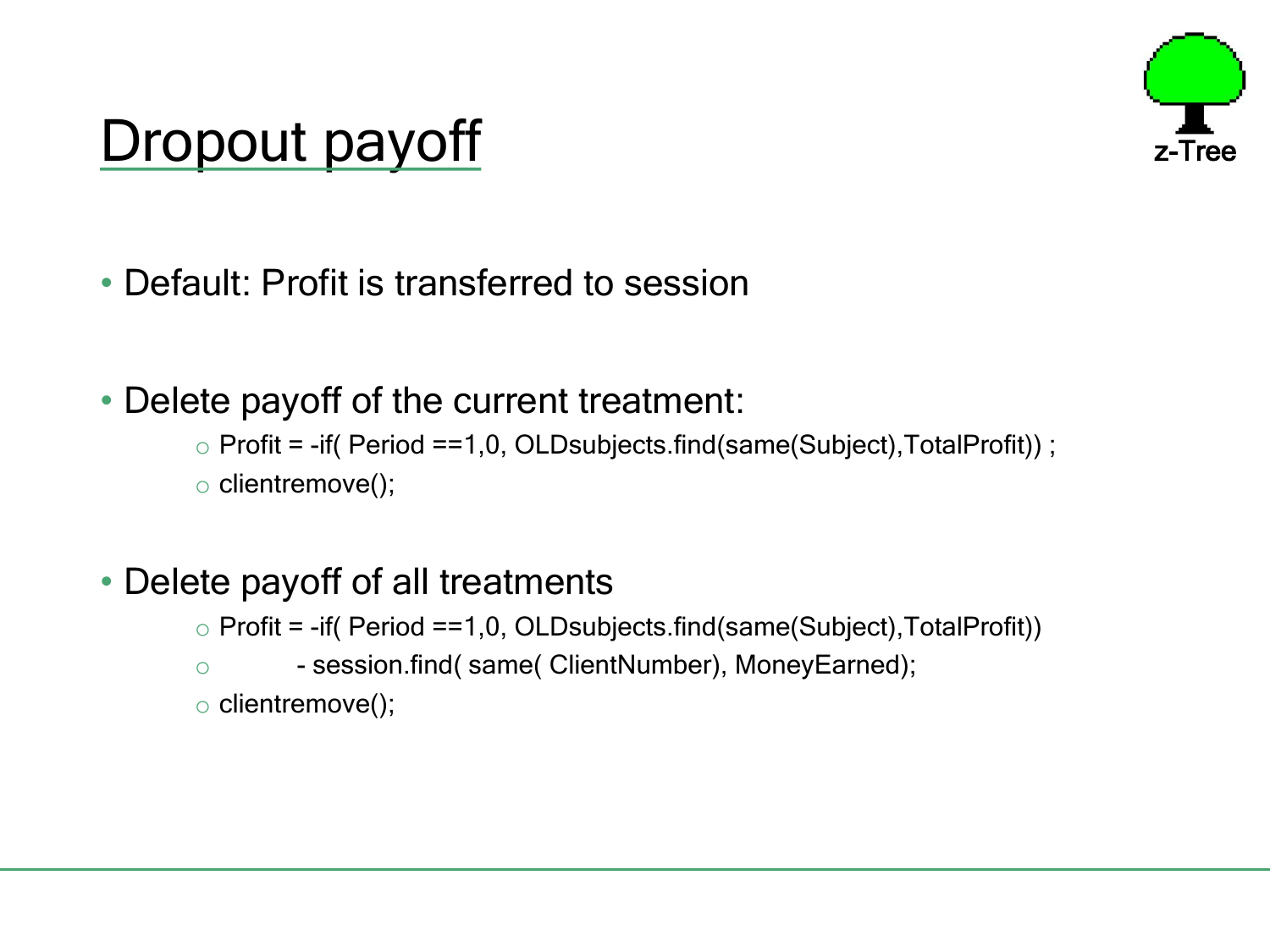# Dropout payoff

- Default: Profit is transferred to session

- Delete payoff of the current treatment:
  - Profit = -if( Period ==1,0, OLDsubjects.find(same(Subject),TotalProfit)) ;
  - clientremove();

- Delete payoff of all treatments
  - Profit = -if( Period ==1,0, OLDsubjects.find(same(Subject),TotalProfit))
  - &nbsp;&nbsp;&nbsp;&nbsp;&nbsp;&nbsp;&nbsp;&nbsp;- session.find( same( ClientNumber), MoneyEarned);
  - clientremove();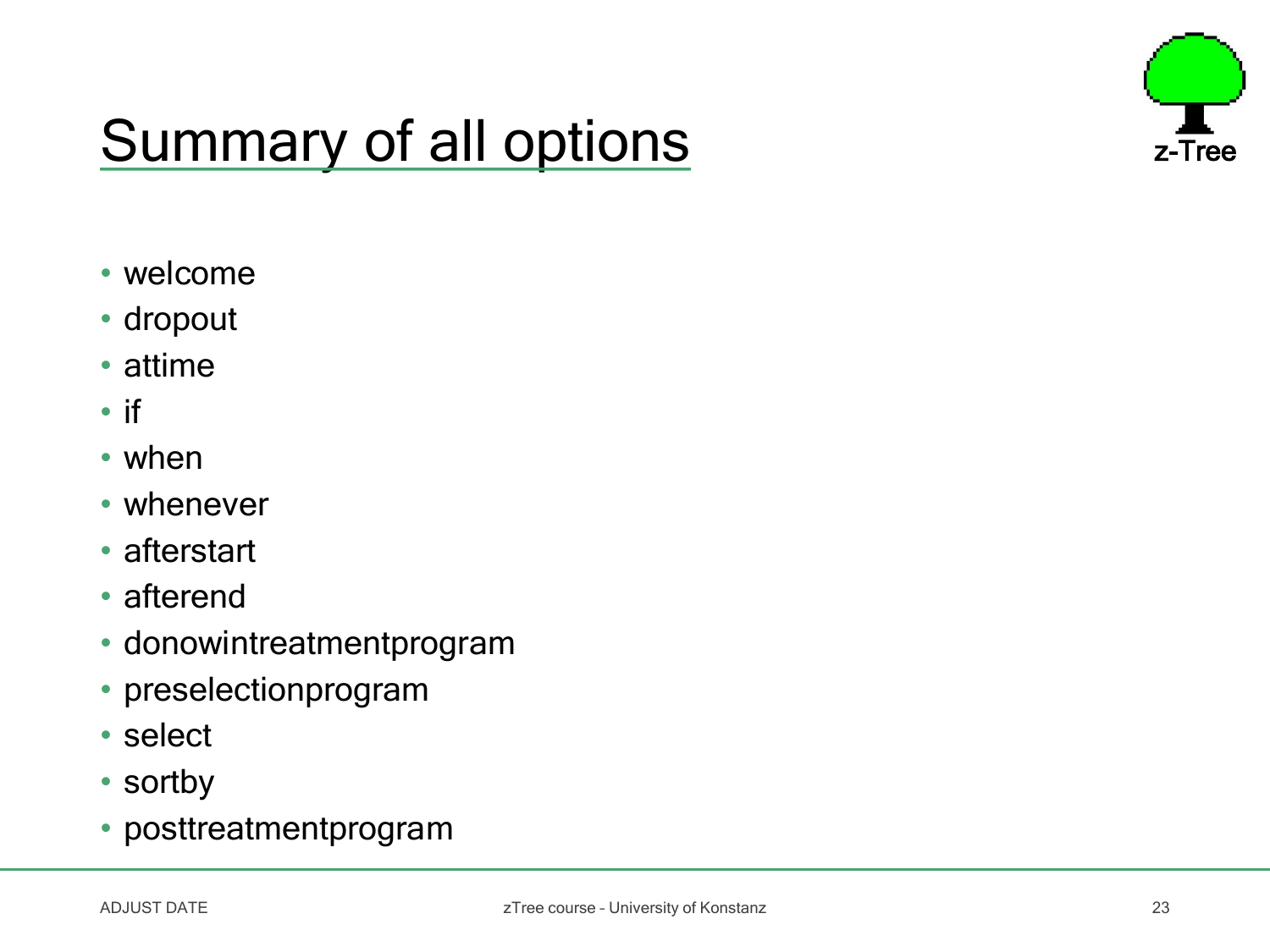# Summary of all options

- welcome
- dropout
- attime
- if
- when
- whenever
- afterstart
- afterend
- donowintreatmentprogram
- preselectionprogram
- select
- sortby
- posttreatmentprogram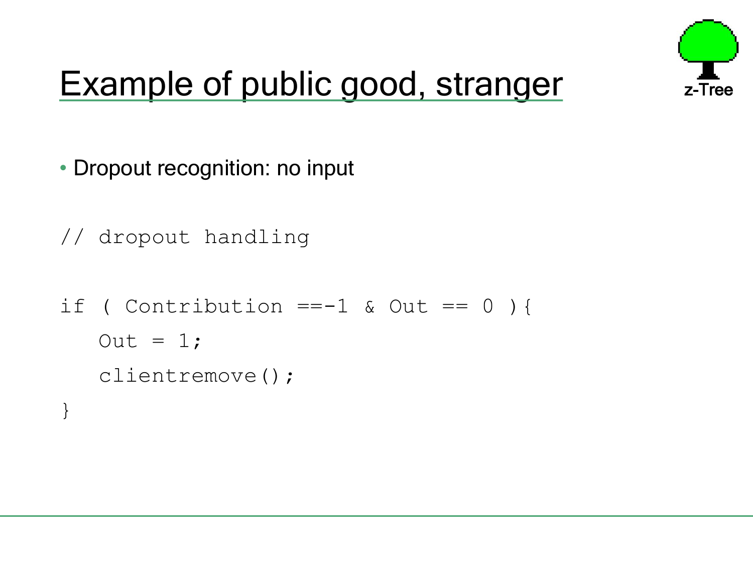# Example of public good, stranger

- Dropout recognition: no input

```
// dropout handling

if ( Contribution ==-1 & Out == 0 ){
   Out = 1;
   clientremove();
}
```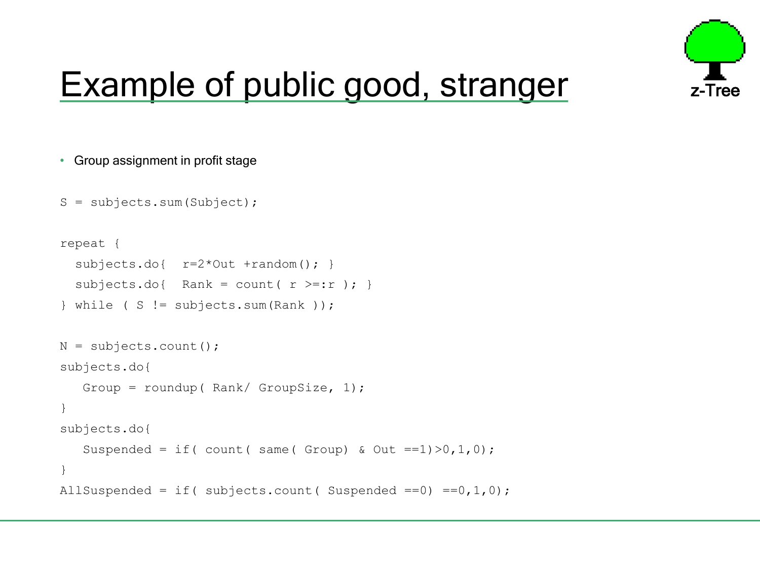# Example of public good, stranger

- Group assignment in profit stage

```
S = subjects.sum(Subject);

repeat {
  subjects.do{  r=2*Out +random(); }
  subjects.do{  Rank = count( r >=:r ); }
} while ( S != subjects.sum(Rank ));

N = subjects.count();
subjects.do{
   Group = roundup( Rank/ GroupSize, 1);
}
subjects.do{
   Suspended = if( count( same( Group) & Out ==1)>0,1,0);
}
AllSuspended = if( subjects.count( Suspended ==0) ==0,1,0);
```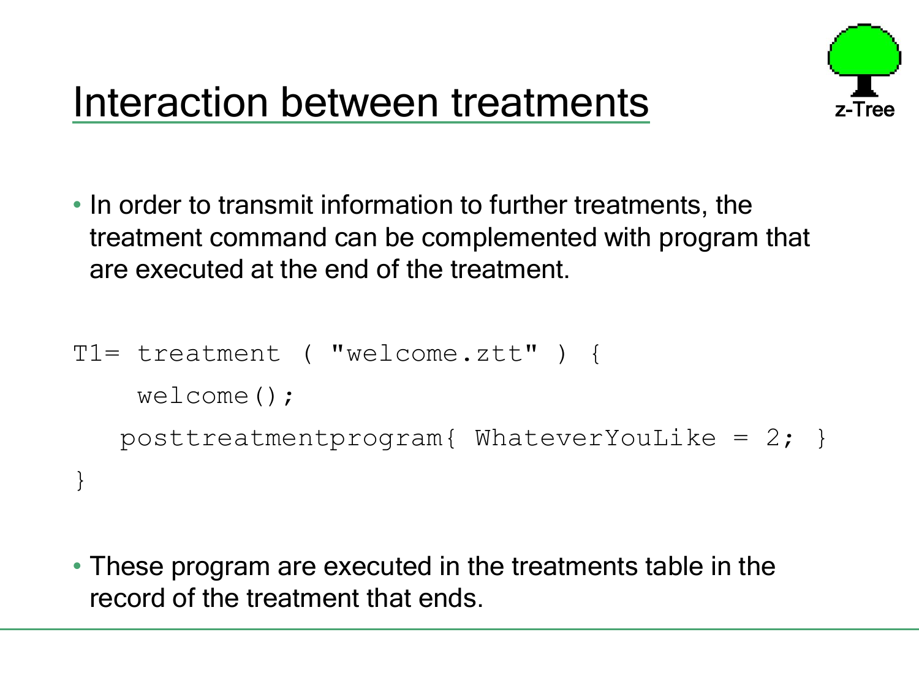# Interaction between treatments

- In order to transmit information to further treatments, the treatment command can be complemented with program that are executed at the end of the treatment.

```
T1= treatment ( "welcome.ztt" ) {
    welcome();
   posttreatmentprogram{ WhateverYouLike = 2; }
}
```

- These program are executed in the treatments table in the record of the treatment that ends.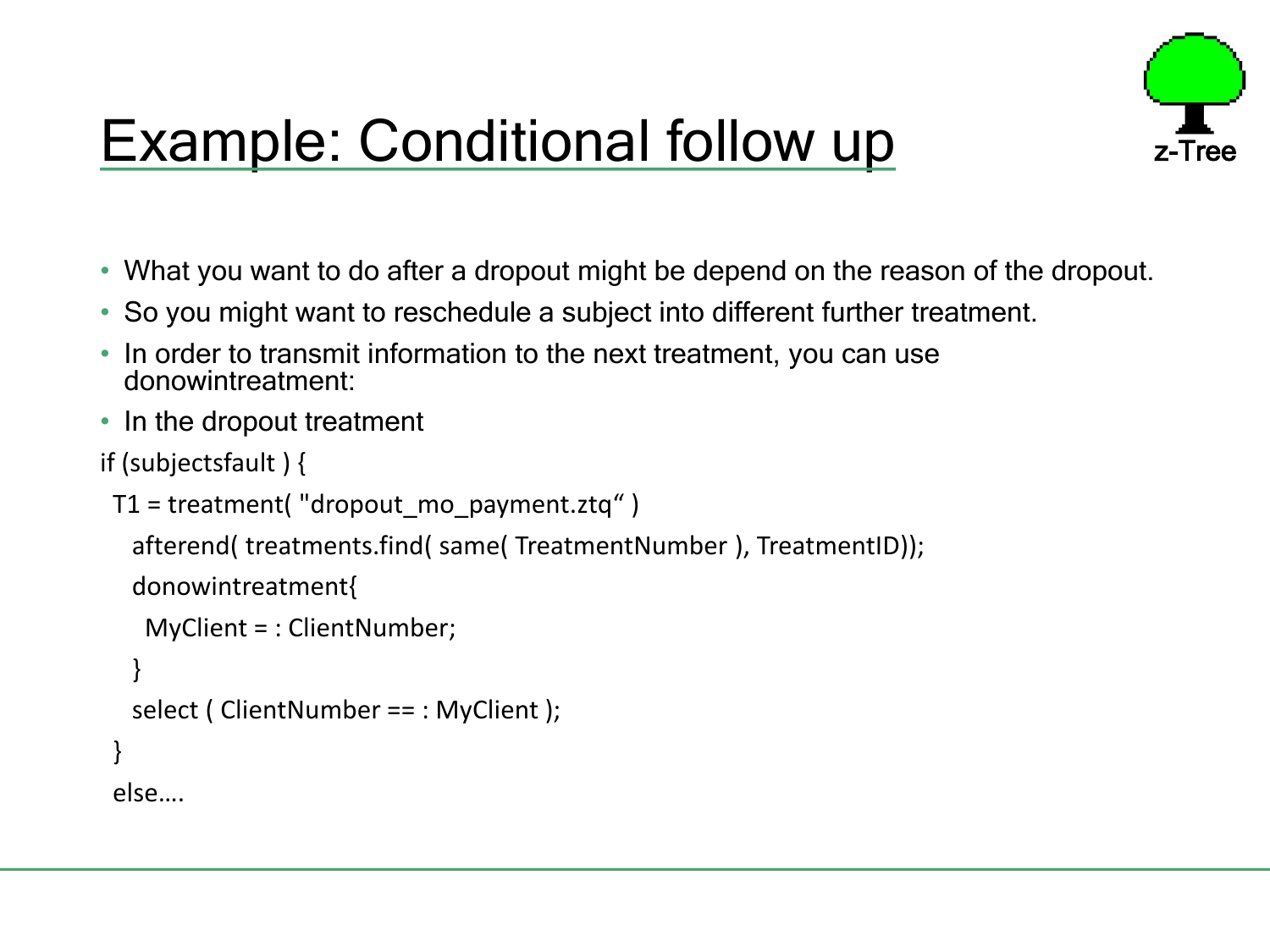# Example: Conditional follow up

- What you want to do after a dropout might be depend on the reason of the dropout.
- So you might want to reschedule a subject into different further treatment.
- In order to transmit information to the next treatment, you can use donowintreatment:
- In the dropout treatment

```
if (subjectsfault ) {
 T1 = treatment( "dropout_mo_payment.ztq“ )
   afterend( treatments.find( same( TreatmentNumber ), TreatmentID));
   donowintreatment{
     MyClient = : ClientNumber;
   }
   select ( ClientNumber == : MyClient );
 }
 else….
```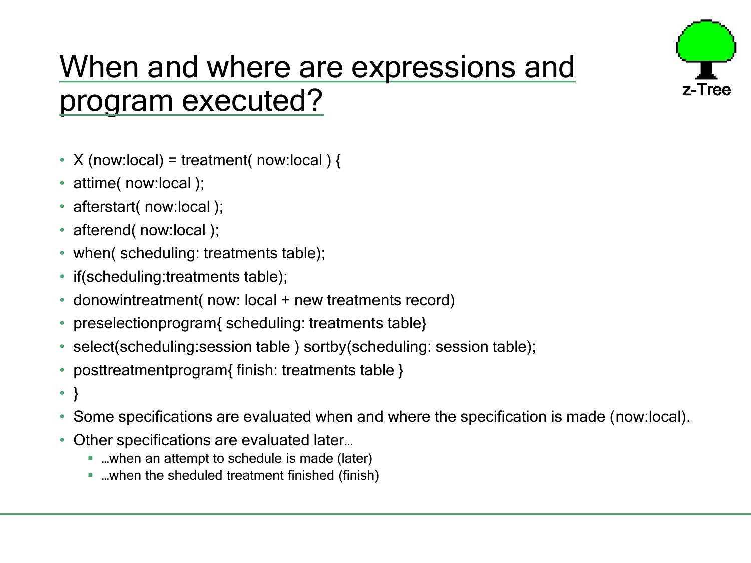# When and where are expressions and program executed?

- X (now:local) = treatment( now:local ) {
- attime( now:local );
- afterstart( now:local );
- afterend( now:local );
- when( scheduling: treatments table);
- if(scheduling:treatments table);
- donowintreatment( now: local + new treatments record)
- preselectionprogram{ scheduling: treatments table}
- select(scheduling:session table ) sortby(scheduling: session table);
- posttreatmentprogram{ finish: treatments table }
- }
- Some specifications are evaluated when and where the specification is made (now:local).
- Other specifications are evaluated later…
  - …when an attempt to schedule is made (later)
  - …when the sheduled treatment finished (finish)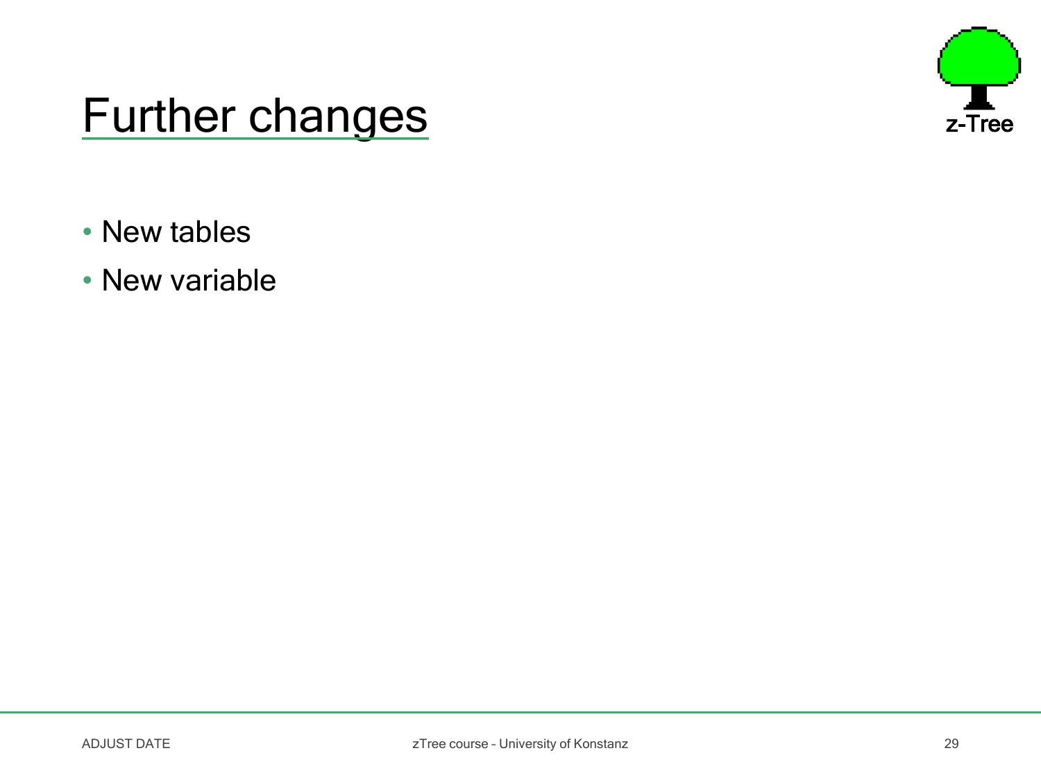# Further changes

- New tables
- New variable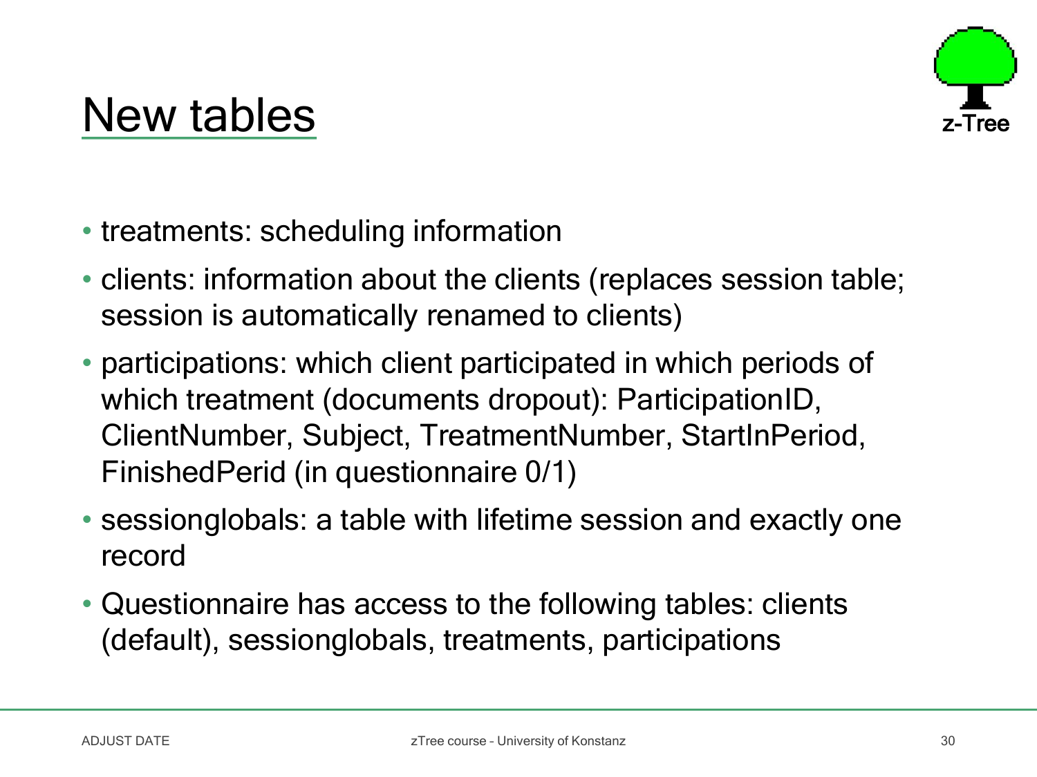# New tables

- treatments: scheduling information
- clients: information about the clients (replaces session table; session is automatically renamed to clients)
- participations: which client participated in which periods of which treatment (documents dropout): ParticipationID, ClientNumber, Subject, TreatmentNumber, StartInPeriod, FinishedPerid (in questionnaire 0/1)
- sessionglobals: a table with lifetime session and exactly one record
- Questionnaire has access to the following tables: clients (default), sessionglobals, treatments, participations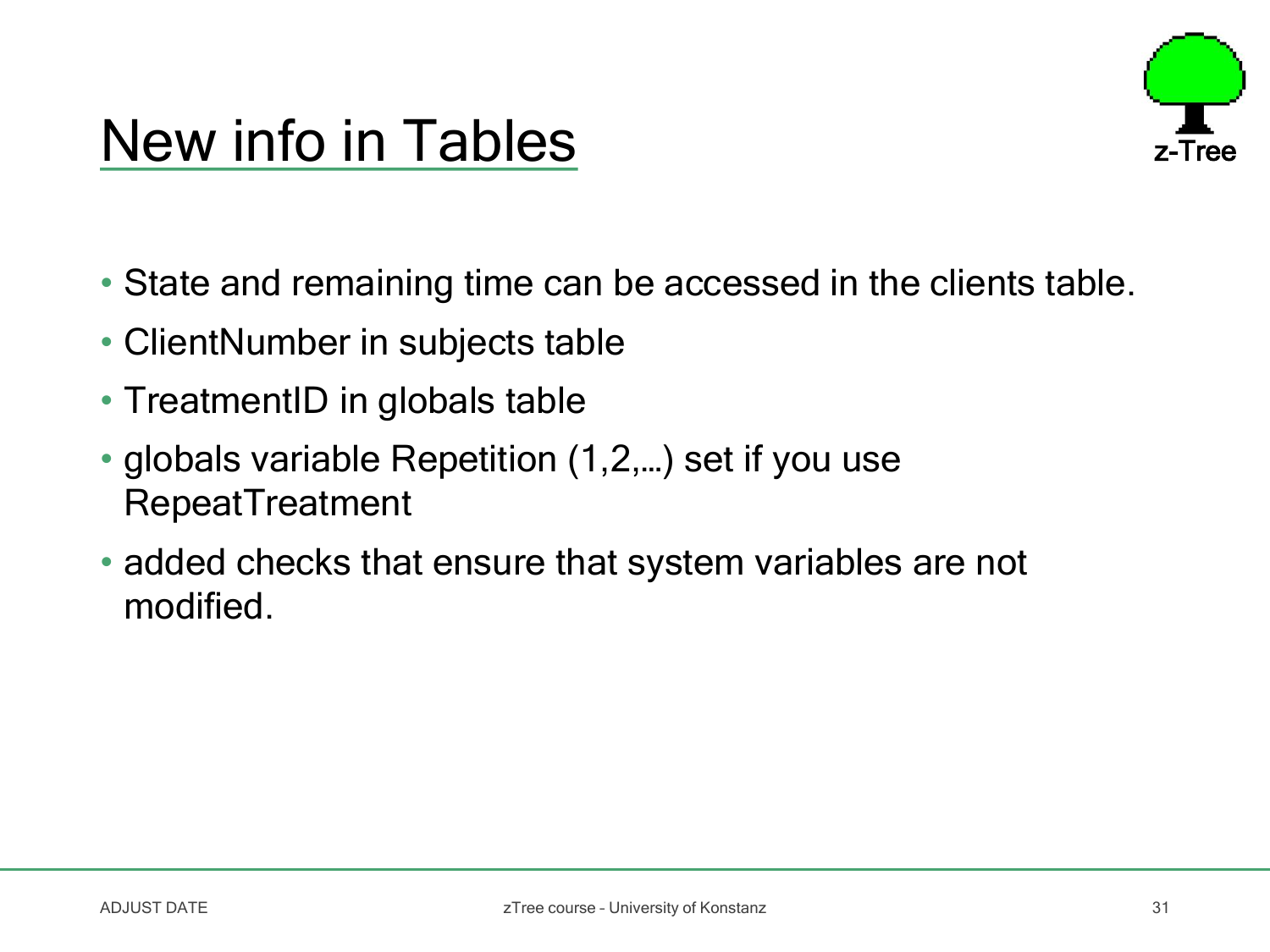# New info in Tables

- State and remaining time can be accessed in the clients table.
- ClientNumber in subjects table
- TreatmentID in globals table
- globals variable Repetition (1,2,…) set if you use RepeatTreatment
- added checks that ensure that system variables are not modified.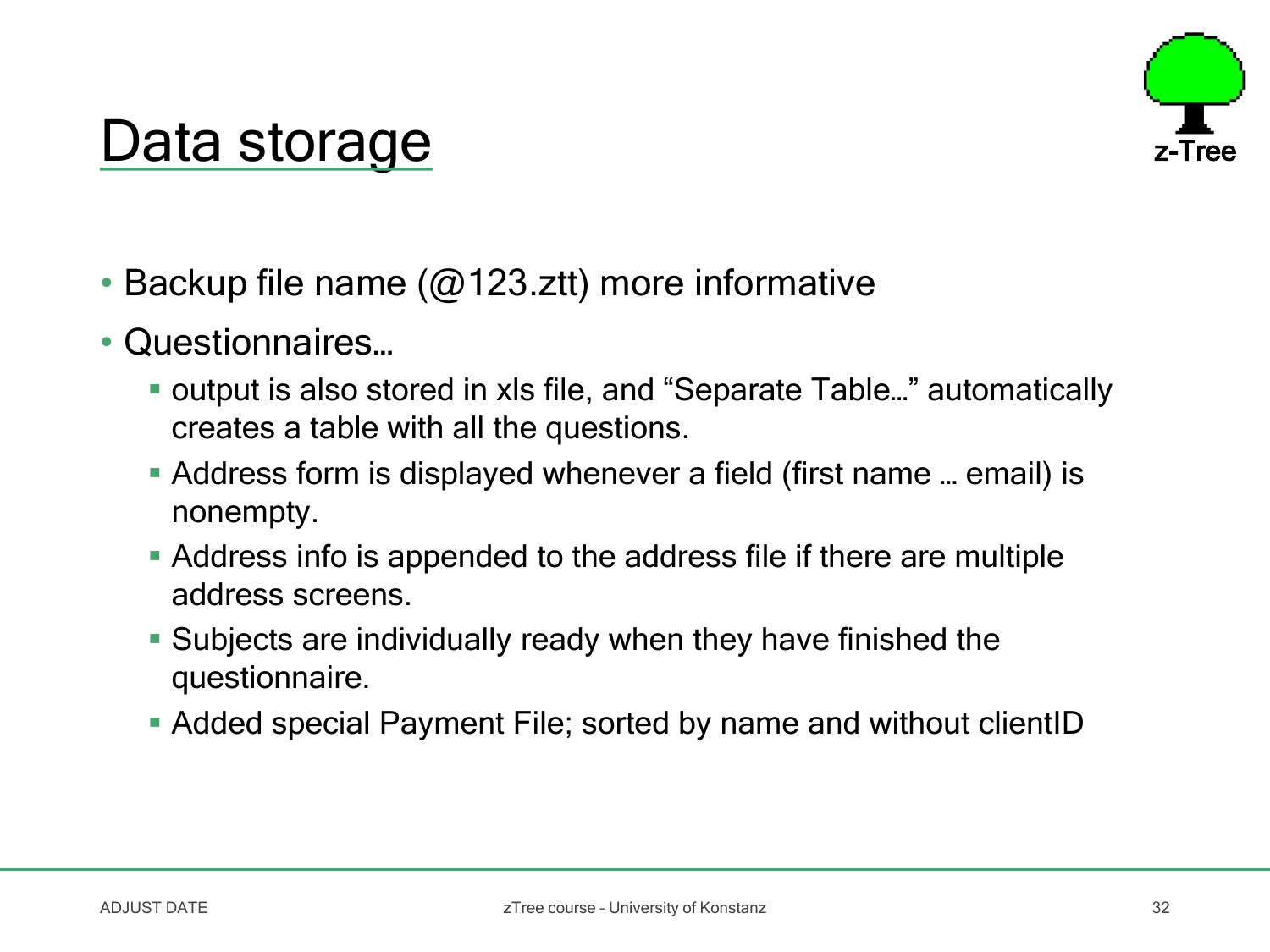# Data storage

- Backup file name (@123.ztt) more informative
- Questionnaires…
  - output is also stored in xls file, and "Separate Table…" automatically creates a table with all the questions.
  - Address form is displayed whenever a field (first name … email) is nonempty.
  - Address info is appended to the address file if there are multiple address screens.
  - Subjects are individually ready when they have finished the questionnaire.
  - Added special Payment File; sorted by name and without clientID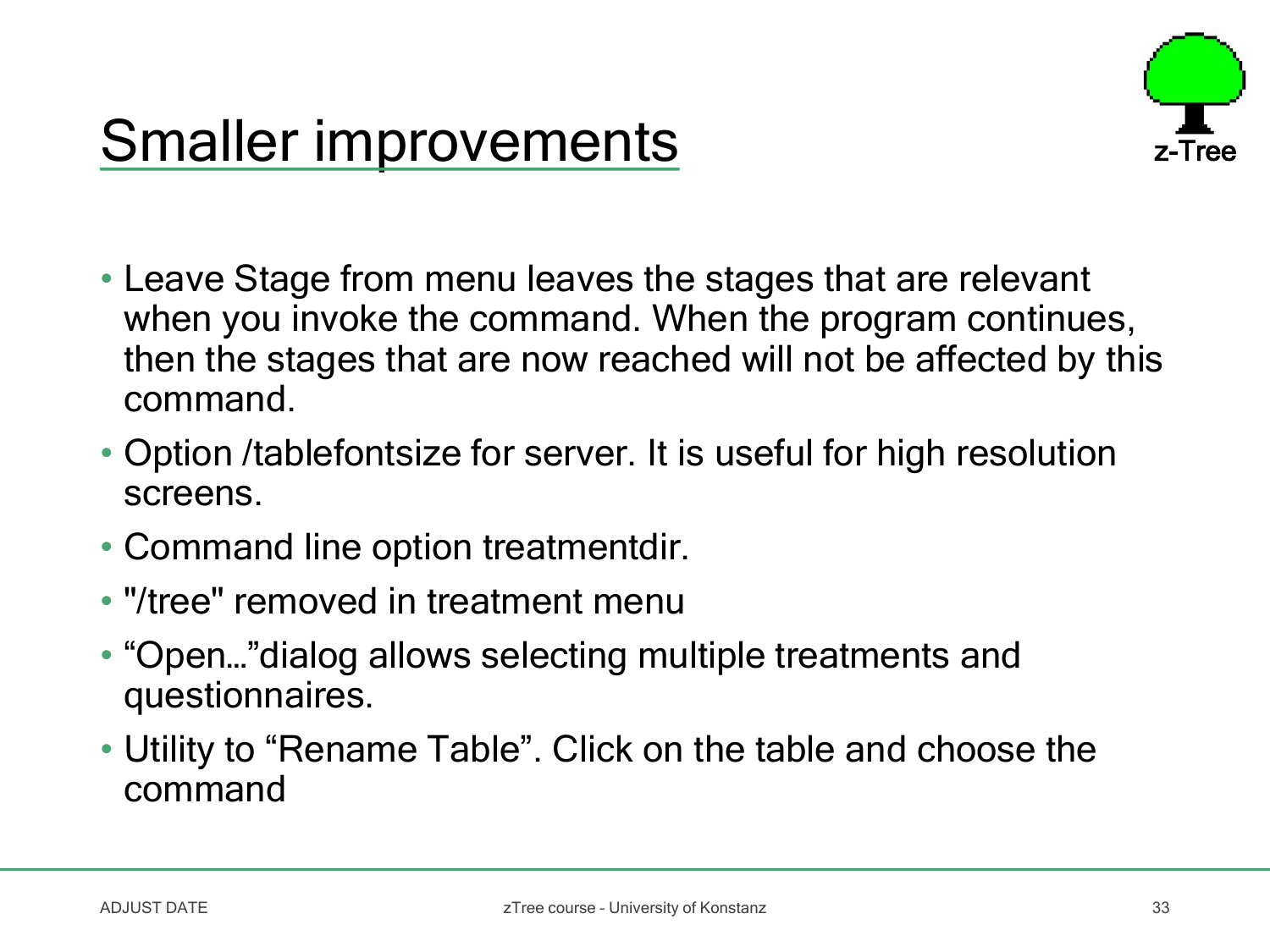# Smaller improvements

- Leave Stage from menu leaves the stages that are relevant when you invoke the command. When the program continues, then the stages that are now reached will not be affected by this command.
- Option /tablefontsize for server. It is useful for high resolution screens.
- Command line option treatmentdir.
- "/tree" removed in treatment menu
- “Open…”dialog allows selecting multiple treatments and questionnaires.
- Utility to “Rename Table”. Click on the table and choose the command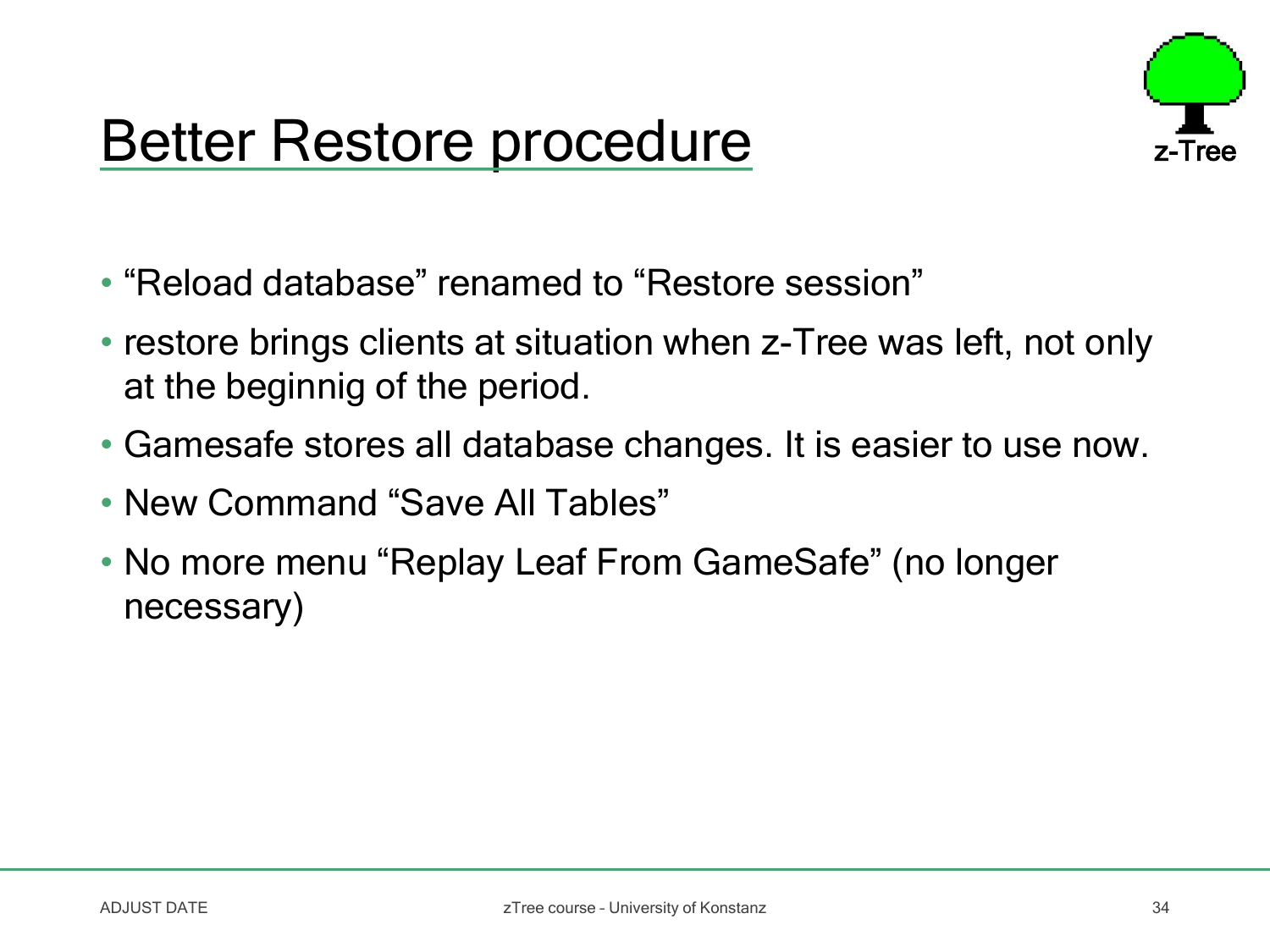# Better Restore procedure

- "Reload database" renamed to "Restore session"
- restore brings clients at situation when z-Tree was left, not only at the beginnig of the period.
- Gamesafe stores all database changes. It is easier to use now.
- New Command "Save All Tables"
- No more menu "Replay Leaf From GameSafe" (no longer necessary)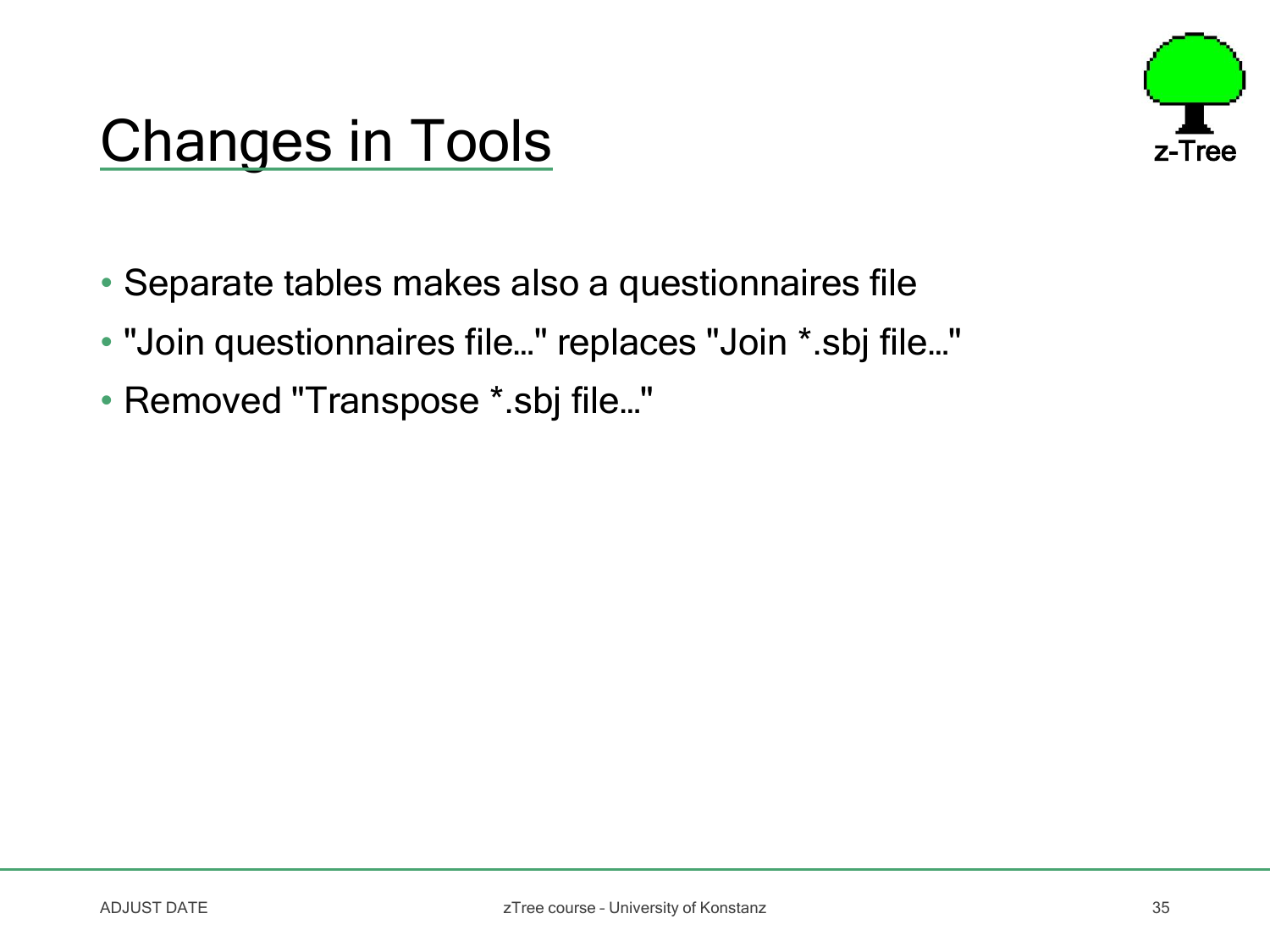# Changes in Tools

- Separate tables makes also a questionnaires file
- "Join questionnaires file…" replaces "Join *.sbj file…"
- Removed "Transpose *.sbj file…"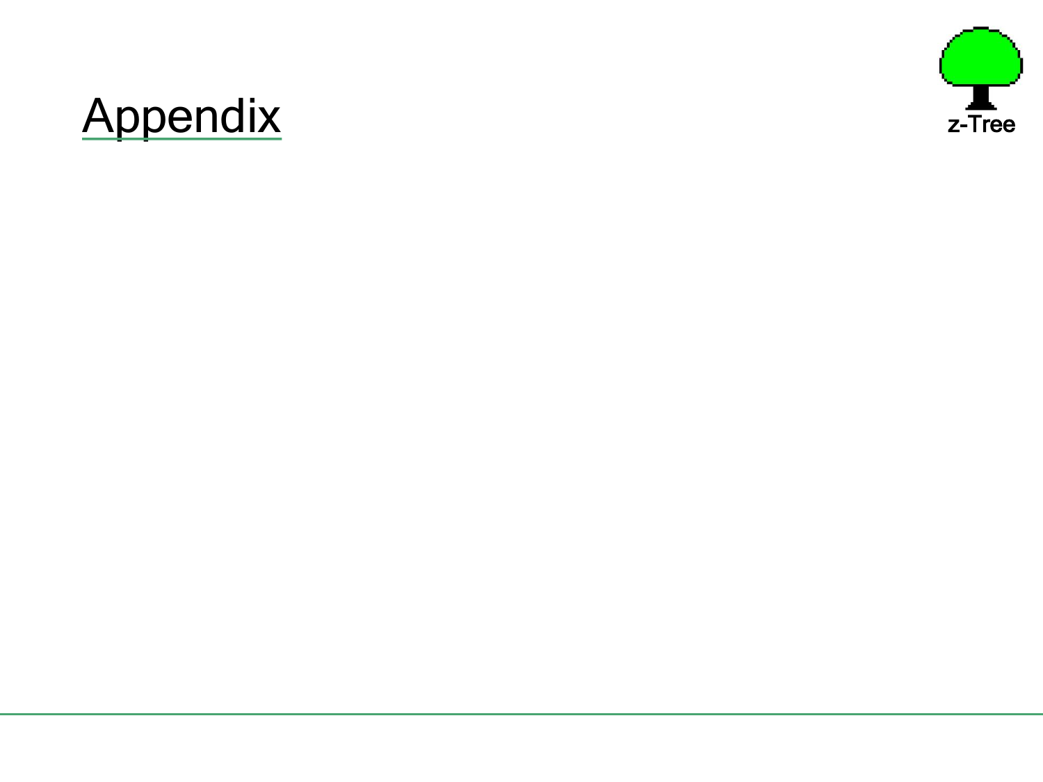# Appendix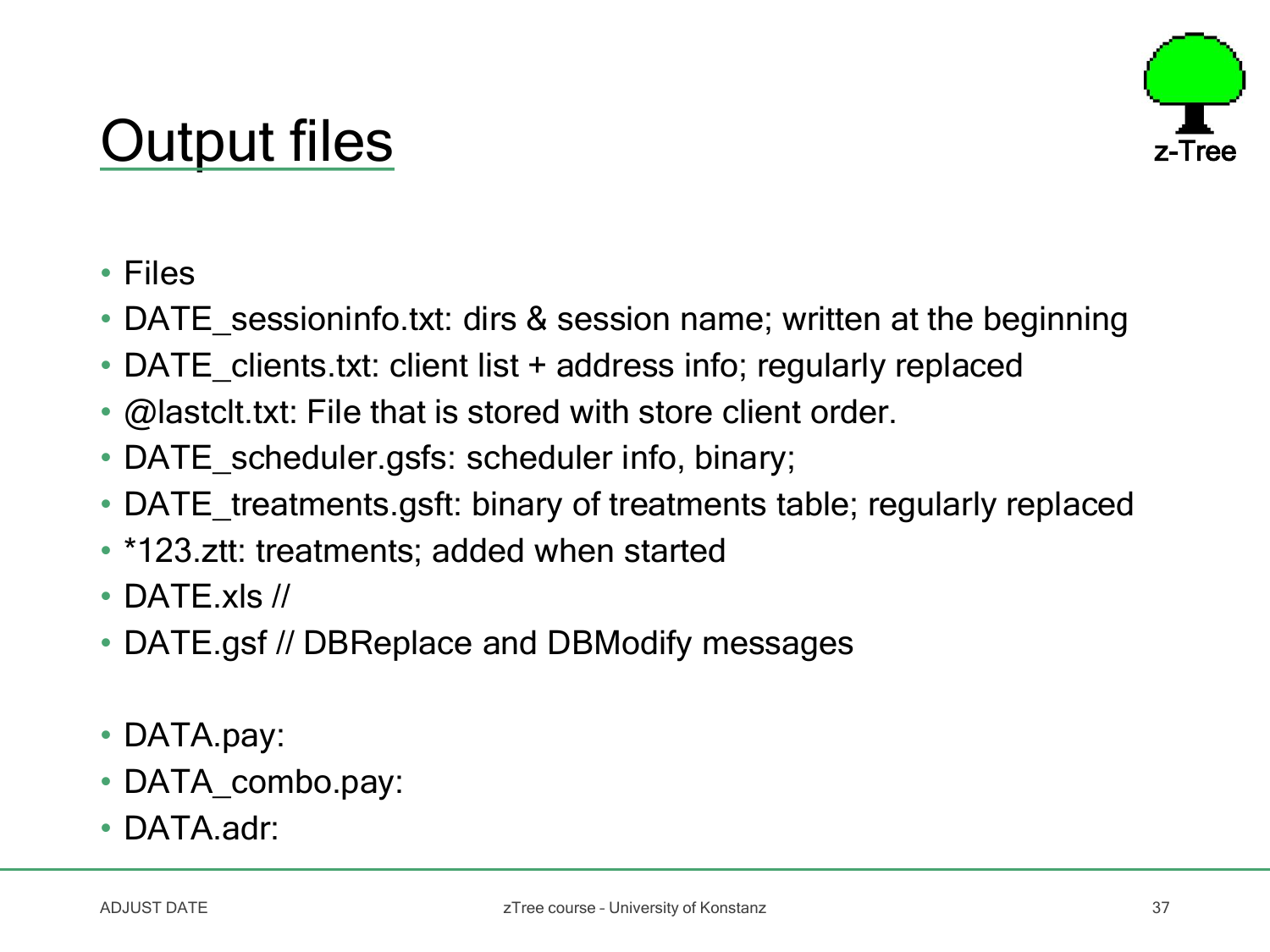# Output files

- Files
- DATE_sessioninfo.txt: dirs & session name; written at the beginning
- DATE_clients.txt: client list + address info; regularly replaced
- @lastclt.txt: File that is stored with store client order.
- DATE_scheduler.gsfs: scheduler info, binary;
- DATE_treatments.gsft: binary of treatments table; regularly replaced
- *123.ztt: treatments; added when started
- DATE.xls //
- DATE.gsf // DBReplace and DBModify messages

- DATA.pay:
- DATA_combo.pay:
- DATA.adr: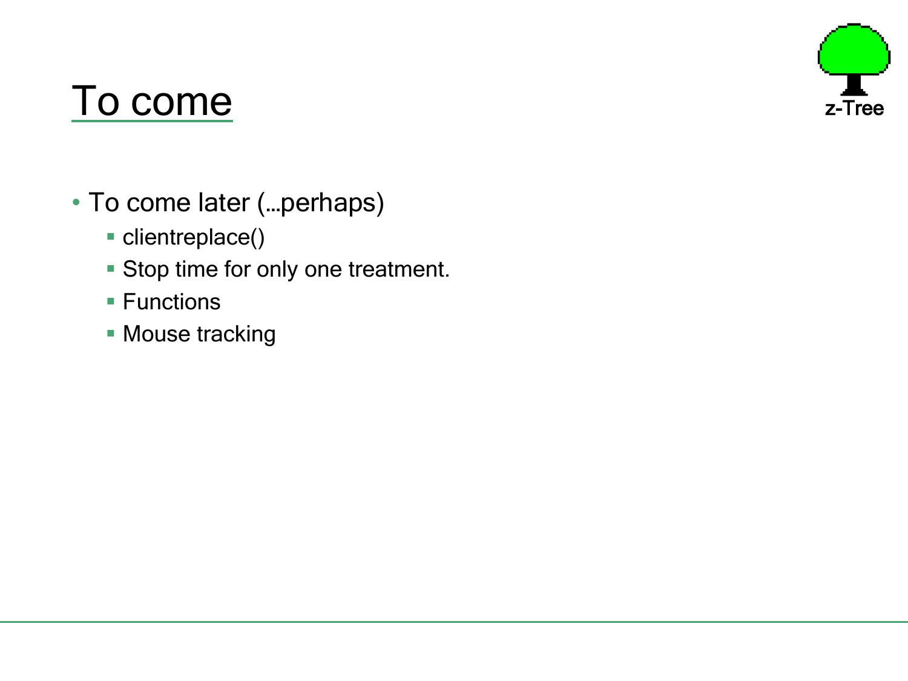# To come

- To come later (…perhaps)
  - clientreplace()
  - Stop time for only one treatment.
  - Functions
  - Mouse tracking